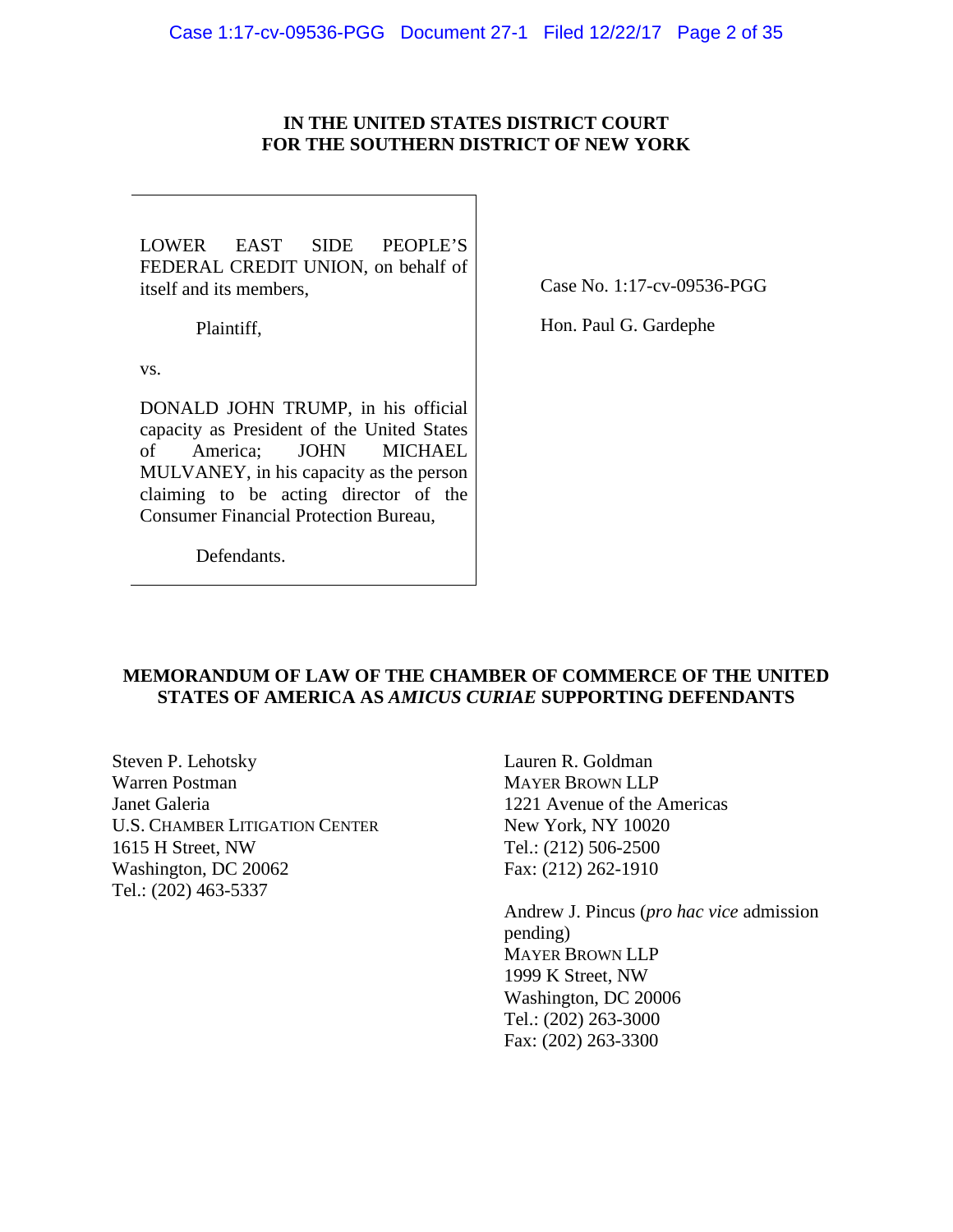**IN THE UNITED STATES DISTRICT COURT**
**FOR THE SOUTHERN DISTRICT OF NEW YORK**

LOWER EAST SIDE PEOPLE'S FEDERAL CREDIT UNION, on behalf of itself and its members,

Plaintiff,

vs.

DONALD JOHN TRUMP, in his official capacity as President of the United States of America; JOHN MICHAEL MULVANEY, in his capacity as the person claiming to be acting director of the Consumer Financial Protection Bureau,

Defendants.

Case No. 1:17-cv-09536-PGG

Hon. Paul G. Gardephe

**MEMORANDUM OF LAW OF THE CHAMBER OF COMMERCE OF THE UNITED STATES OF AMERICA AS *AMICUS CURIAE* SUPPORTING DEFENDANTS**

Steven P. Lehotsky
Warren Postman
Janet Galeria
U.S. CHAMBER LITIGATION CENTER
1615 H Street, NW
Washington, DC 20062
Tel.: (202) 463-5337

Lauren R. Goldman
MAYER BROWN LLP
1221 Avenue of the Americas
New York, NY 10020
Tel.: (212) 506-2500
Fax: (212) 262-1910

Andrew J. Pincus (*pro hac vice* admission pending)
MAYER BROWN LLP
1999 K Street, NW
Washington, DC 20006
Tel.: (202) 263-3000
Fax: (202) 263-3300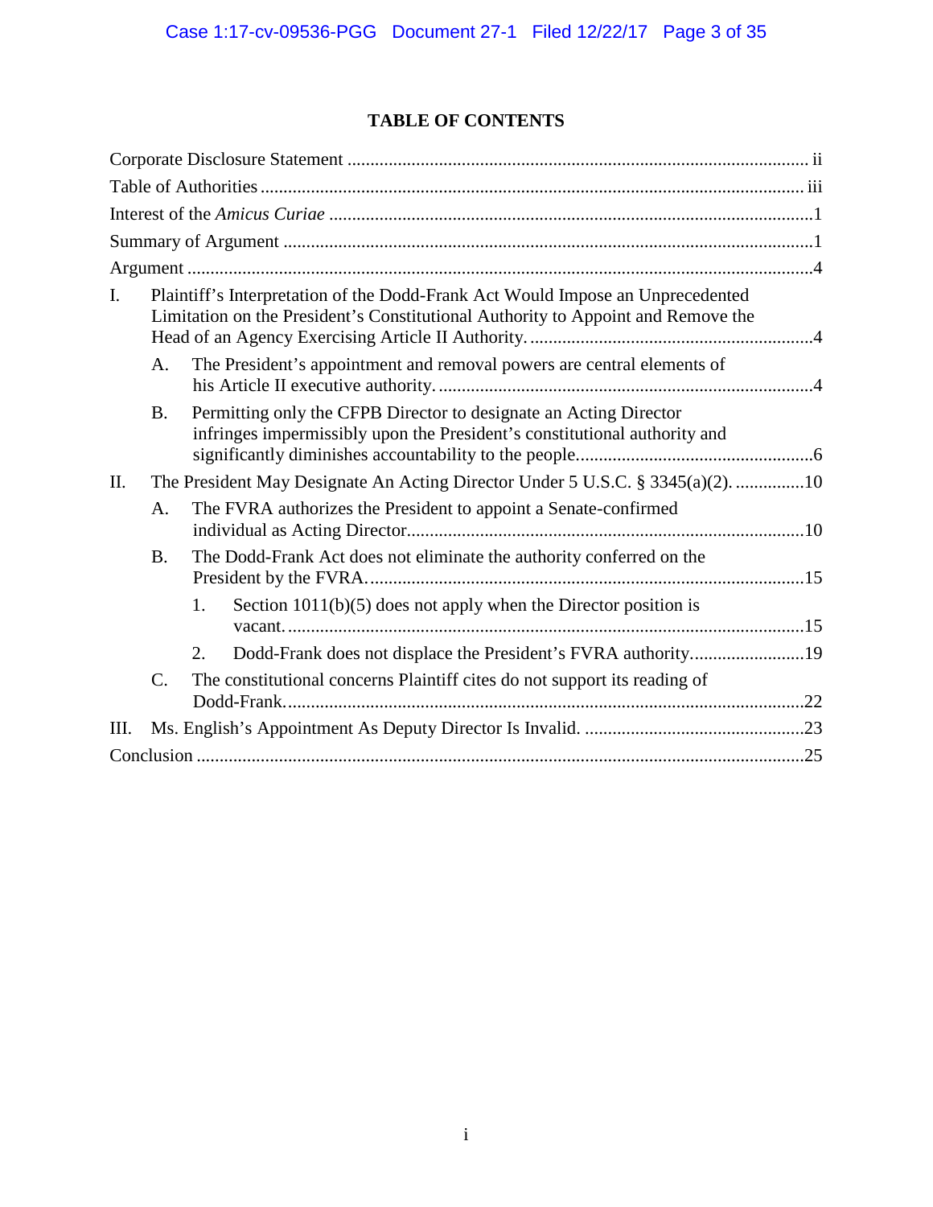# TABLE OF CONTENTS

Corporate Disclosure Statement .................................................................................................... ii

Table of Authorities ...................................................................................................................... iii

Interest of the *Amicus Curiae* .........................................................................................................1

Summary of Argument ...................................................................................................................1

Argument .......................................................................................................................................4

I. Plaintiff's Interpretation of the Dodd-Frank Act Would Impose an Unprecedented Limitation on the President's Constitutional Authority to Appoint and Remove the Head of an Agency Exercising Article II Authority. .............................................................4

   A. The President's appointment and removal powers are central elements of his Article II executive authority. .................................................................................4

   B. Permitting only the CFPB Director to designate an Acting Director infringes impermissibly upon the President's constitutional authority and significantly diminishes accountability to the people...................................................6

II. The President May Designate An Acting Director Under 5 U.S.C. § 3345(a)(2). ...............10

   A. The FVRA authorizes the President to appoint a Senate-confirmed individual as Acting Director......................................................................................10

   B. The Dodd-Frank Act does not eliminate the authority conferred on the President by the FVRA. ...............................................................................................15

      1. Section 1011(b)(5) does not apply when the Director position is vacant. ...............................................................................................................15

      2. Dodd-Frank does not displace the President's FVRA authority.........................19

   C. The constitutional concerns Plaintiff cites do not support its reading of Dodd-Frank. ................................................................................................................22

III. Ms. English's Appointment As Deputy Director Is Invalid. ................................................23

Conclusion ...................................................................................................................................25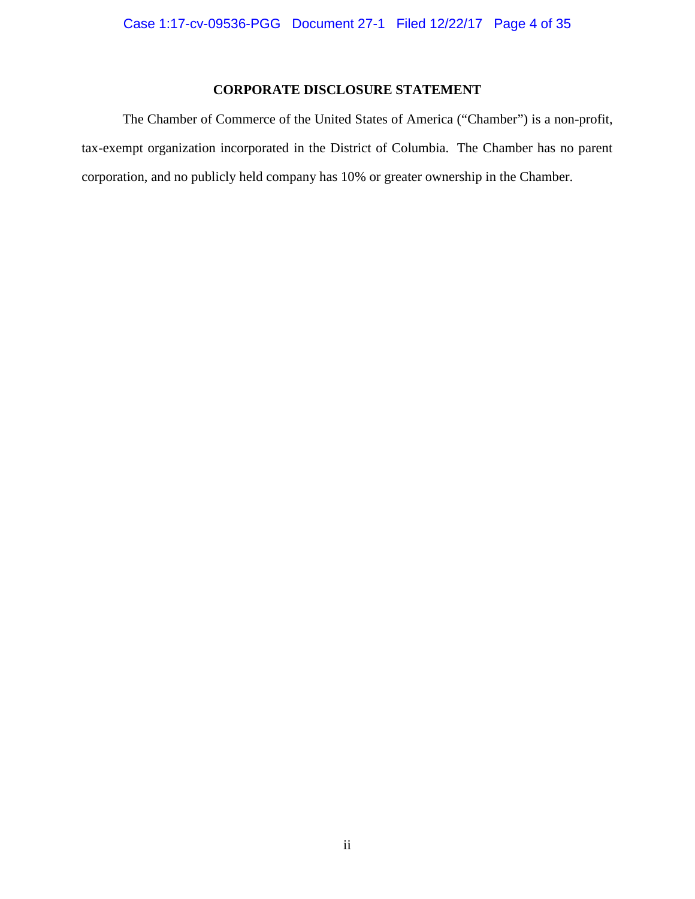## CORPORATE DISCLOSURE STATEMENT

The Chamber of Commerce of the United States of America ("Chamber") is a non-profit, tax-exempt organization incorporated in the District of Columbia. The Chamber has no parent corporation, and no publicly held company has 10% or greater ownership in the Chamber.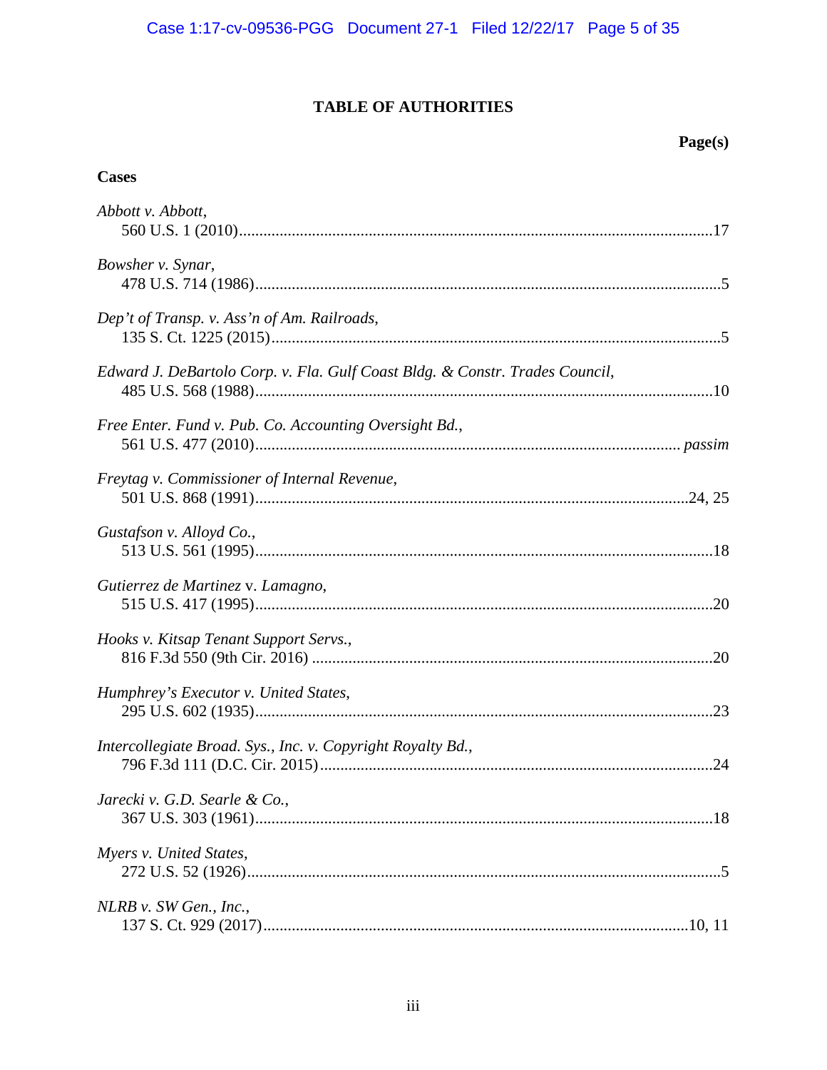# TABLE OF AUTHORITIES

**Page(s)**

## Cases

*Abbott v. Abbott*,
560 U.S. 1 (2010) .... 17

*Bowsher v. Synar*,
478 U.S. 714 (1986) .... 5

*Dep't of Transp. v. Ass'n of Am. Railroads*,
135 S. Ct. 1225 (2015) .... 5

*Edward J. DeBartolo Corp. v. Fla. Gulf Coast Bldg. & Constr. Trades Council*,
485 U.S. 568 (1988) .... 10

*Free Enter. Fund v. Pub. Co. Accounting Oversight Bd.*,
561 U.S. 477 (2010) .... *passim*

*Freytag v. Commissioner of Internal Revenue*,
501 U.S. 868 (1991) .... 24, 25

*Gustafson v. Alloyd Co.*,
513 U.S. 561 (1995) .... 18

*Gutierrez de Martinez* v. *Lamagno*,
515 U.S. 417 (1995) .... 20

*Hooks v. Kitsap Tenant Support Servs.*,
816 F.3d 550 (9th Cir. 2016) .... 20

*Humphrey's Executor v. United States*,
295 U.S. 602 (1935) .... 23

*Intercollegiate Broad. Sys., Inc. v. Copyright Royalty Bd.*,
796 F.3d 111 (D.C. Cir. 2015) .... 24

*Jarecki v. G.D. Searle & Co.*,
367 U.S. 303 (1961) .... 18

*Myers v. United States*,
272 U.S. 52 (1926) .... 5

*NLRB v. SW Gen., Inc.*,
137 S. Ct. 929 (2017) .... 10, 11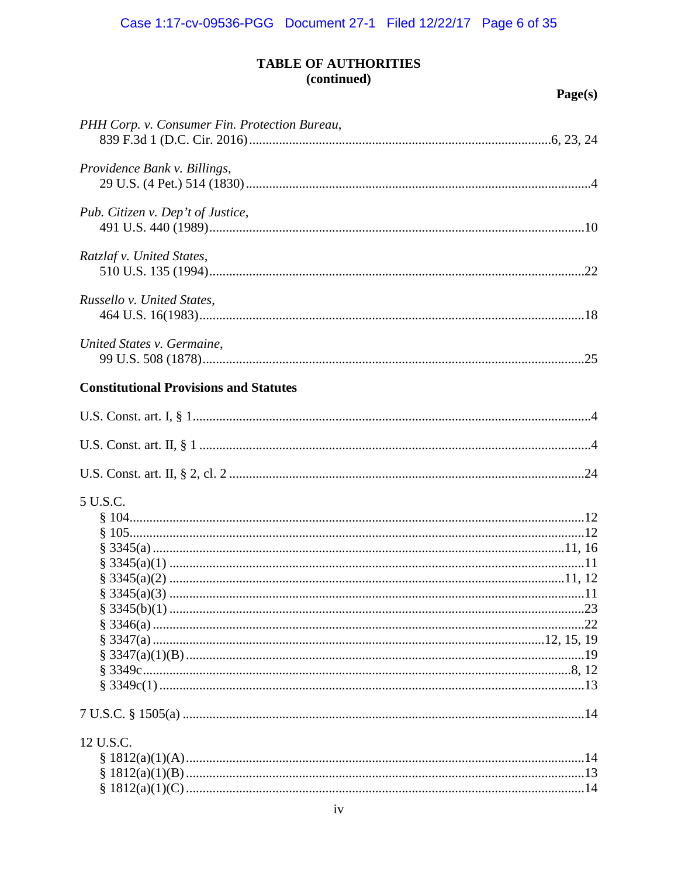## TABLE OF AUTHORITIES
## (continued)

**Page(s)**

*PHH Corp. v. Consumer Fin. Protection Bureau*,
839 F.3d 1 (D.C. Cir. 2016) ....................................................................... 6, 23, 24

*Providence Bank v. Billings*,
29 U.S. (4 Pet.) 514 (1830) ............................................................................... 4

*Pub. Citizen v. Dep't of Justice*,
491 U.S. 440 (1989) ......................................................................................... 10

*Ratzlaf v. United States*,
510 U.S. 135 (1994) ......................................................................................... 22

*Russello v. United States*,
464 U.S. 16(1983) ............................................................................................ 18

*United States v. Germaine*,
99 U.S. 508 (1878) ........................................................................................... 25

**Constitutional Provisions and Statutes**

U.S. Const. art. I, § 1 .............................................................................................. 4

U.S. Const. art. II, § 1 ............................................................................................. 4

U.S. Const. art. II, § 2, cl. 2 .................................................................................. 24

5 U.S.C.
§ 104 ................................................................................................................ 12
§ 105 ................................................................................................................ 12
§ 3345(a) ..................................................................................................... 11, 16
§ 3345(a)(1) ...................................................................................................... 11
§ 3345(a)(2) ................................................................................................ 11, 12
§ 3345(a)(3) ...................................................................................................... 11
§ 3345(b)(1) ...................................................................................................... 23
§ 3346(a) .......................................................................................................... 22
§ 3347(a) ............................................................................................... 12, 15, 19
§ 3347(a)(1)(B) ................................................................................................. 19
§ 3349c ........................................................................................................ 8, 12
§ 3349c(1) ........................................................................................................ 13

7 U.S.C. § 1505(a) ................................................................................................ 14

12 U.S.C.
§ 1812(a)(1)(A) ................................................................................................. 14
§ 1812(a)(1)(B) ................................................................................................. 13
§ 1812(a)(1)(C) ................................................................................................. 14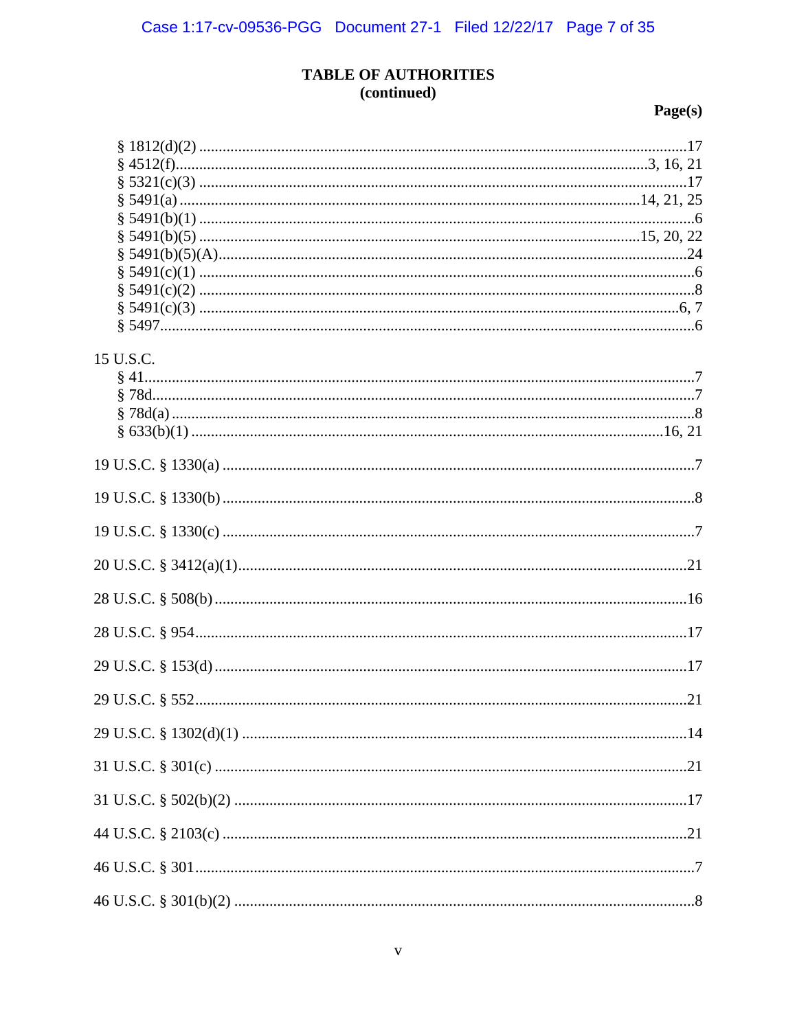## TABLE OF AUTHORITIES
## (continued)

**Page(s)**

§ 1812(d)(2) ..........17
§ 4512(f)..........3, 16, 21
§ 5321(c)(3) ..........17
§ 5491(a) ..........14, 21, 25
§ 5491(b)(1) ..........6
§ 5491(b)(5) ..........15, 20, 22
§ 5491(b)(5)(A)..........24
§ 5491(c)(1) ..........6
§ 5491(c)(2) ..........8
§ 5491(c)(3) ..........6, 7
§ 5497..........6

15 U.S.C.
§ 41..........7
§ 78d..........7
§ 78d(a) ..........8
§ 633(b)(1) ..........16, 21

19 U.S.C. § 1330(a) ..........7

19 U.S.C. § 1330(b) ..........8

19 U.S.C. § 1330(c) ..........7

20 U.S.C. § 3412(a)(1)..........21

28 U.S.C. § 508(b) ..........16

28 U.S.C. § 954..........17

29 U.S.C. § 153(d) ..........17

29 U.S.C. § 552..........21

29 U.S.C. § 1302(d)(1) ..........14

31 U.S.C. § 301(c) ..........21

31 U.S.C. § 502(b)(2) ..........17

44 U.S.C. § 2103(c) ..........21

46 U.S.C. § 301..........7

46 U.S.C. § 301(b)(2) ..........8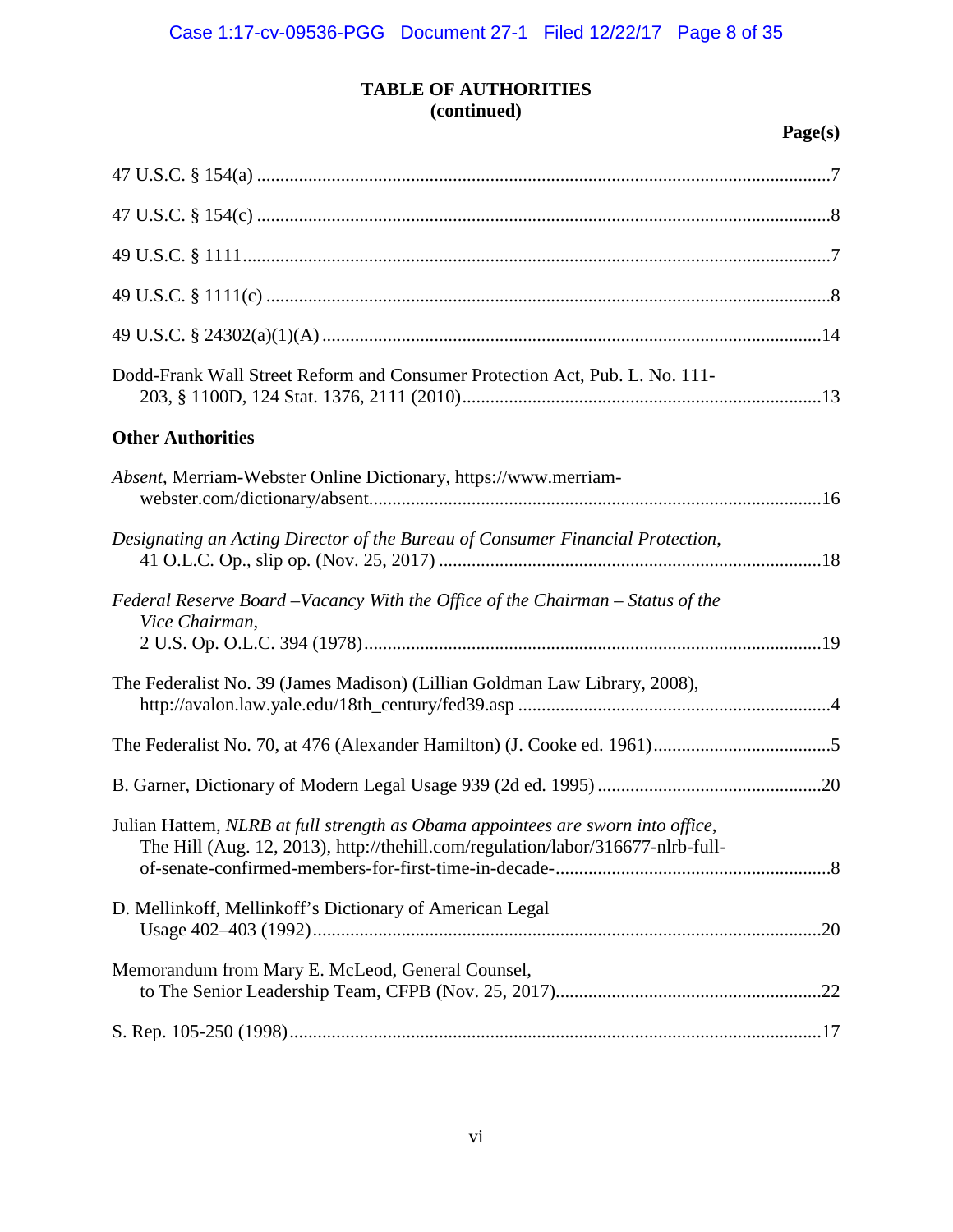**TABLE OF AUTHORITIES**
**(continued)**

**Page(s)**

47 U.S.C. § 154(a) .....7

47 U.S.C. § 154(c) .....8

49 U.S.C. § 1111 .....7

49 U.S.C. § 1111(c) .....8

49 U.S.C. § 24302(a)(1)(A) .....14

Dodd-Frank Wall Street Reform and Consumer Protection Act, Pub. L. No. 111-203, § 1100D, 124 Stat. 1376, 2111 (2010) .....13

**Other Authorities**

*Absent*, Merriam-Webster Online Dictionary, https://www.merriam-webster.com/dictionary/absent .....16

*Designating an Acting Director of the Bureau of Consumer Financial Protection*, 41 O.L.C. Op., slip op. (Nov. 25, 2017) .....18

*Federal Reserve Board –Vacancy With the Office of the Chairman – Status of the Vice Chairman*, 2 U.S. Op. O.L.C. 394 (1978) .....19

The Federalist No. 39 (James Madison) (Lillian Goldman Law Library, 2008), http://avalon.law.yale.edu/18th_century/fed39.asp .....4

The Federalist No. 70, at 476 (Alexander Hamilton) (J. Cooke ed. 1961) .....5

B. Garner, Dictionary of Modern Legal Usage 939 (2d ed. 1995) .....20

Julian Hattem, *NLRB at full strength as Obama appointees are sworn into office*, The Hill (Aug. 12, 2013), http://thehill.com/regulation/labor/316677-nlrb-full-of-senate-confirmed-members-for-first-time-in-decade- .....8

D. Mellinkoff, Mellinkoff's Dictionary of American Legal Usage 402–403 (1992) .....20

Memorandum from Mary E. McLeod, General Counsel, to The Senior Leadership Team, CFPB (Nov. 25, 2017) .....22

S. Rep. 105-250 (1998) .....17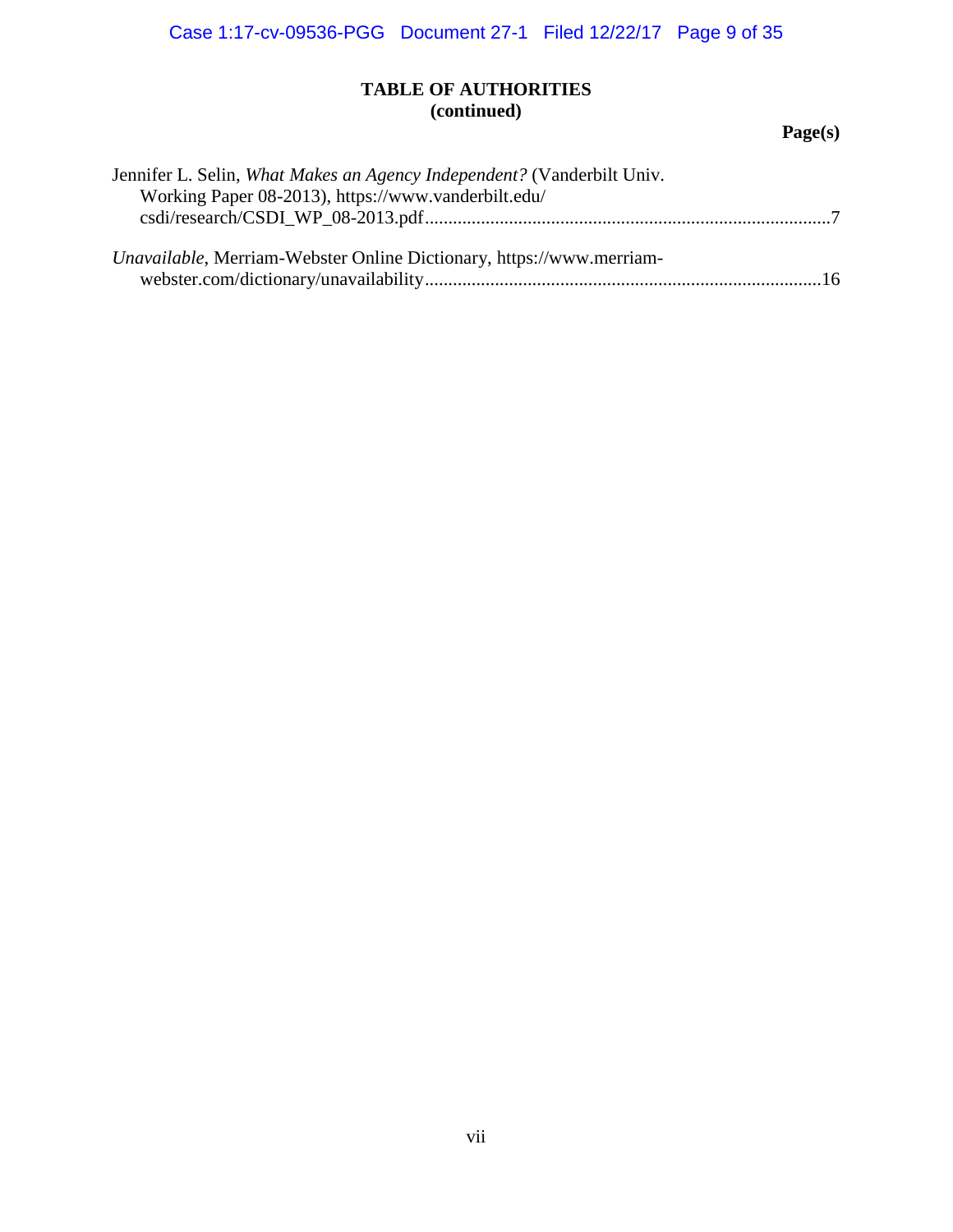**TABLE OF AUTHORITIES**
**(continued)**

**Page(s)**

Jennifer L. Selin, *What Makes an Agency Independent?* (Vanderbilt Univ. Working Paper 08-2013), https://www.vanderbilt.edu/csdi/research/CSDI_WP_08-2013.pdf .......................................................................................7

*Unavailable*, Merriam-Webster Online Dictionary, https://www.merriam-webster.com/dictionary/unavailability.....................................................................................16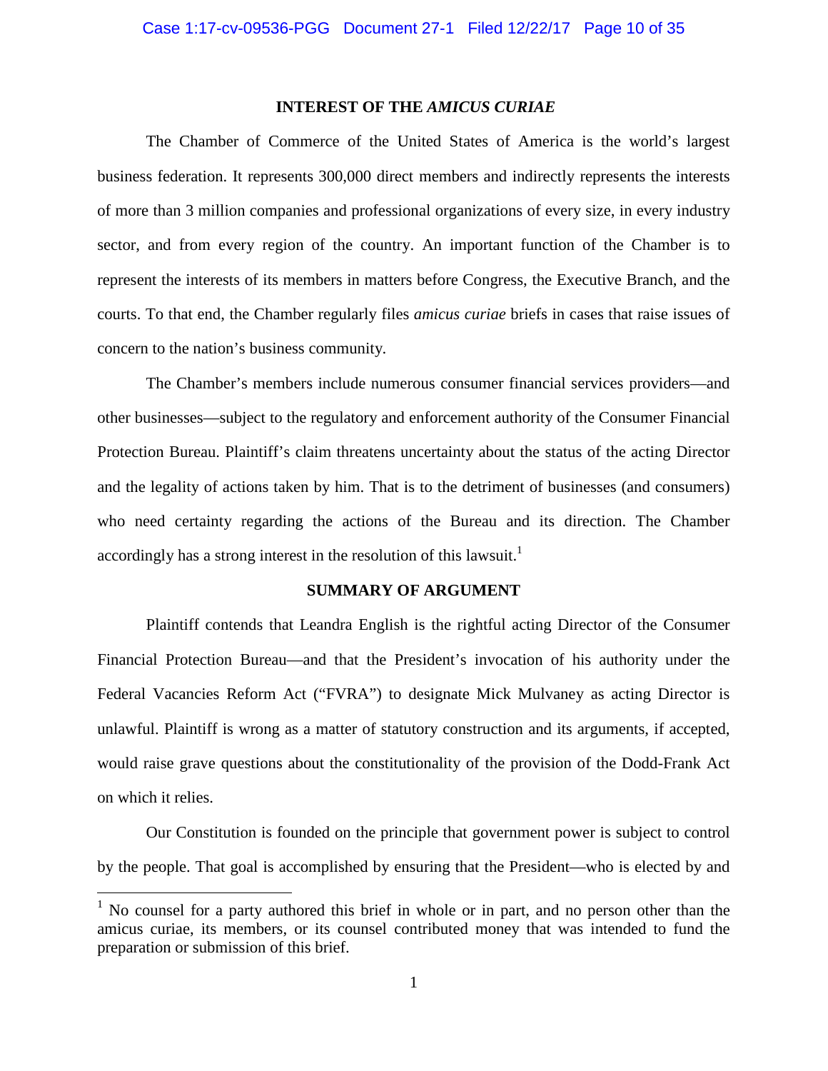## INTEREST OF THE *AMICUS CURIAE*

The Chamber of Commerce of the United States of America is the world's largest business federation. It represents 300,000 direct members and indirectly represents the interests of more than 3 million companies and professional organizations of every size, in every industry sector, and from every region of the country. An important function of the Chamber is to represent the interests of its members in matters before Congress, the Executive Branch, and the courts. To that end, the Chamber regularly files *amicus curiae* briefs in cases that raise issues of concern to the nation's business community.

The Chamber's members include numerous consumer financial services providers—and other businesses—subject to the regulatory and enforcement authority of the Consumer Financial Protection Bureau. Plaintiff's claim threatens uncertainty about the status of the acting Director and the legality of actions taken by him. That is to the detriment of businesses (and consumers) who need certainty regarding the actions of the Bureau and its direction. The Chamber accordingly has a strong interest in the resolution of this lawsuit.[1]

## SUMMARY OF ARGUMENT

Plaintiff contends that Leandra English is the rightful acting Director of the Consumer Financial Protection Bureau—and that the President's invocation of his authority under the Federal Vacancies Reform Act ("FVRA") to designate Mick Mulvaney as acting Director is unlawful. Plaintiff is wrong as a matter of statutory construction and its arguments, if accepted, would raise grave questions about the constitutionality of the provision of the Dodd-Frank Act on which it relies.

Our Constitution is founded on the principle that government power is subject to control by the people. That goal is accomplished by ensuring that the President—who is elected by and

[1] No counsel for a party authored this brief in whole or in part, and no person other than the amicus curiae, its members, or its counsel contributed money that was intended to fund the preparation or submission of this brief.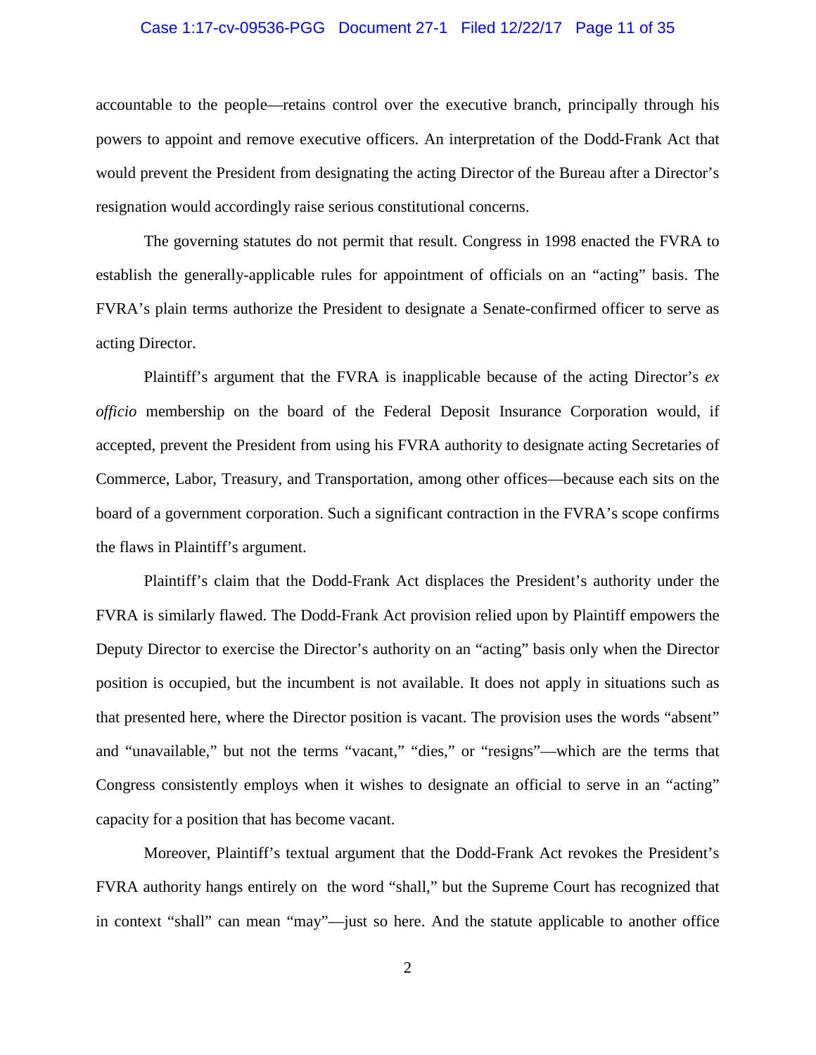accountable to the people—retains control over the executive branch, principally through his powers to appoint and remove executive officers. An interpretation of the Dodd-Frank Act that would prevent the President from designating the acting Director of the Bureau after a Director's resignation would accordingly raise serious constitutional concerns.

The governing statutes do not permit that result. Congress in 1998 enacted the FVRA to establish the generally-applicable rules for appointment of officials on an "acting" basis. The FVRA's plain terms authorize the President to designate a Senate-confirmed officer to serve as acting Director.

Plaintiff's argument that the FVRA is inapplicable because of the acting Director's *ex officio* membership on the board of the Federal Deposit Insurance Corporation would, if accepted, prevent the President from using his FVRA authority to designate acting Secretaries of Commerce, Labor, Treasury, and Transportation, among other offices—because each sits on the board of a government corporation. Such a significant contraction in the FVRA's scope confirms the flaws in Plaintiff's argument.

Plaintiff's claim that the Dodd-Frank Act displaces the President's authority under the FVRA is similarly flawed. The Dodd-Frank Act provision relied upon by Plaintiff empowers the Deputy Director to exercise the Director's authority on an "acting" basis only when the Director position is occupied, but the incumbent is not available. It does not apply in situations such as that presented here, where the Director position is vacant. The provision uses the words "absent" and "unavailable," but not the terms "vacant," "dies," or "resigns"—which are the terms that Congress consistently employs when it wishes to designate an official to serve in an "acting" capacity for a position that has become vacant.

Moreover, Plaintiff's textual argument that the Dodd-Frank Act revokes the President's FVRA authority hangs entirely on the word "shall," but the Supreme Court has recognized that in context "shall" can mean "may"—just so here. And the statute applicable to another office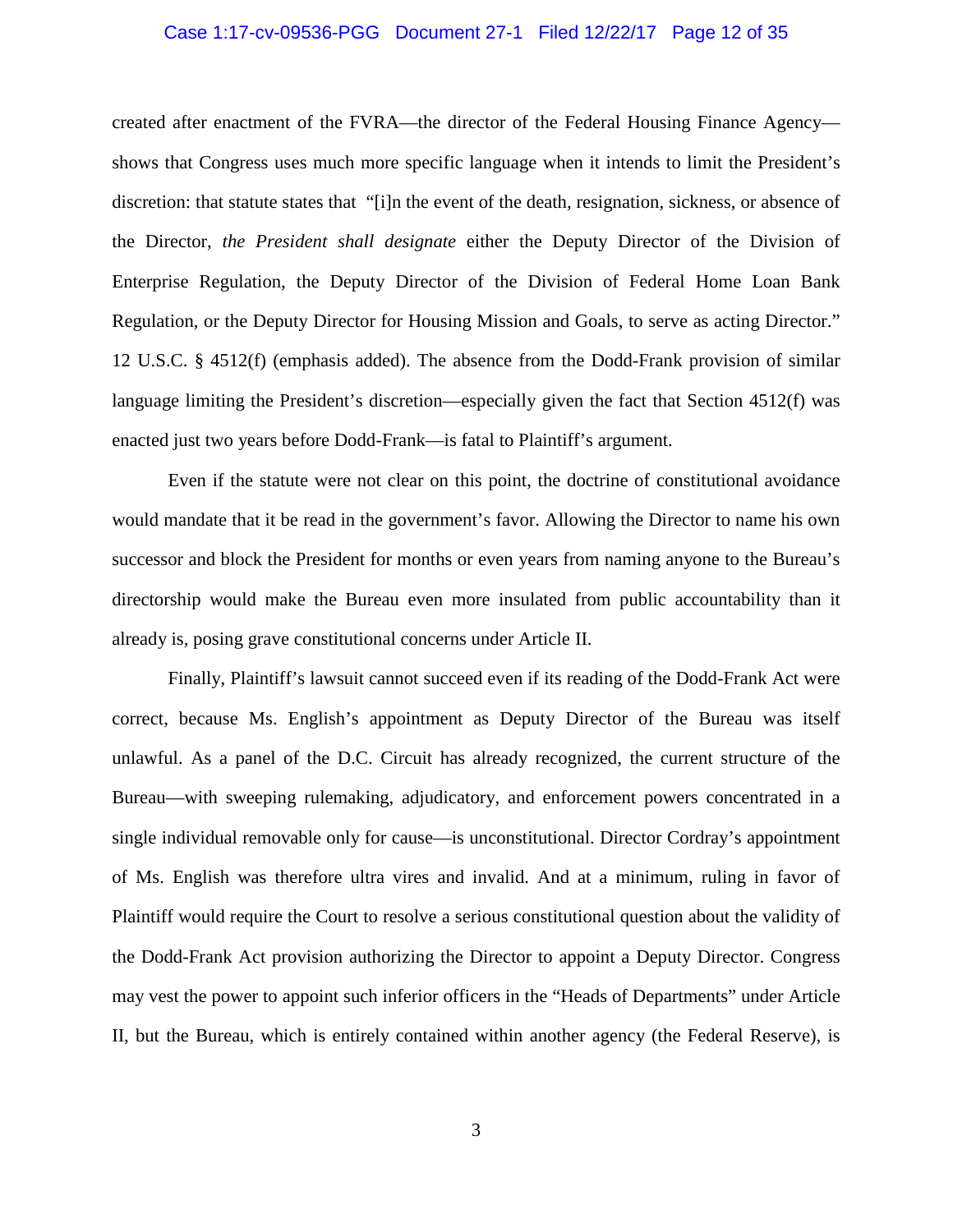created after enactment of the FVRA—the director of the Federal Housing Finance Agency—shows that Congress uses much more specific language when it intends to limit the President's discretion: that statute states that "[i]n the event of the death, resignation, sickness, or absence of the Director, *the President shall designate* either the Deputy Director of the Division of Enterprise Regulation, the Deputy Director of the Division of Federal Home Loan Bank Regulation, or the Deputy Director for Housing Mission and Goals, to serve as acting Director." 12 U.S.C. § 4512(f) (emphasis added). The absence from the Dodd-Frank provision of similar language limiting the President's discretion—especially given the fact that Section 4512(f) was enacted just two years before Dodd-Frank—is fatal to Plaintiff's argument.

Even if the statute were not clear on this point, the doctrine of constitutional avoidance would mandate that it be read in the government's favor. Allowing the Director to name his own successor and block the President for months or even years from naming anyone to the Bureau's directorship would make the Bureau even more insulated from public accountability than it already is, posing grave constitutional concerns under Article II.

Finally, Plaintiff's lawsuit cannot succeed even if its reading of the Dodd-Frank Act were correct, because Ms. English's appointment as Deputy Director of the Bureau was itself unlawful. As a panel of the D.C. Circuit has already recognized, the current structure of the Bureau—with sweeping rulemaking, adjudicatory, and enforcement powers concentrated in a single individual removable only for cause—is unconstitutional. Director Cordray's appointment of Ms. English was therefore ultra vires and invalid. And at a minimum, ruling in favor of Plaintiff would require the Court to resolve a serious constitutional question about the validity of the Dodd-Frank Act provision authorizing the Director to appoint a Deputy Director. Congress may vest the power to appoint such inferior officers in the "Heads of Departments" under Article II, but the Bureau, which is entirely contained within another agency (the Federal Reserve), is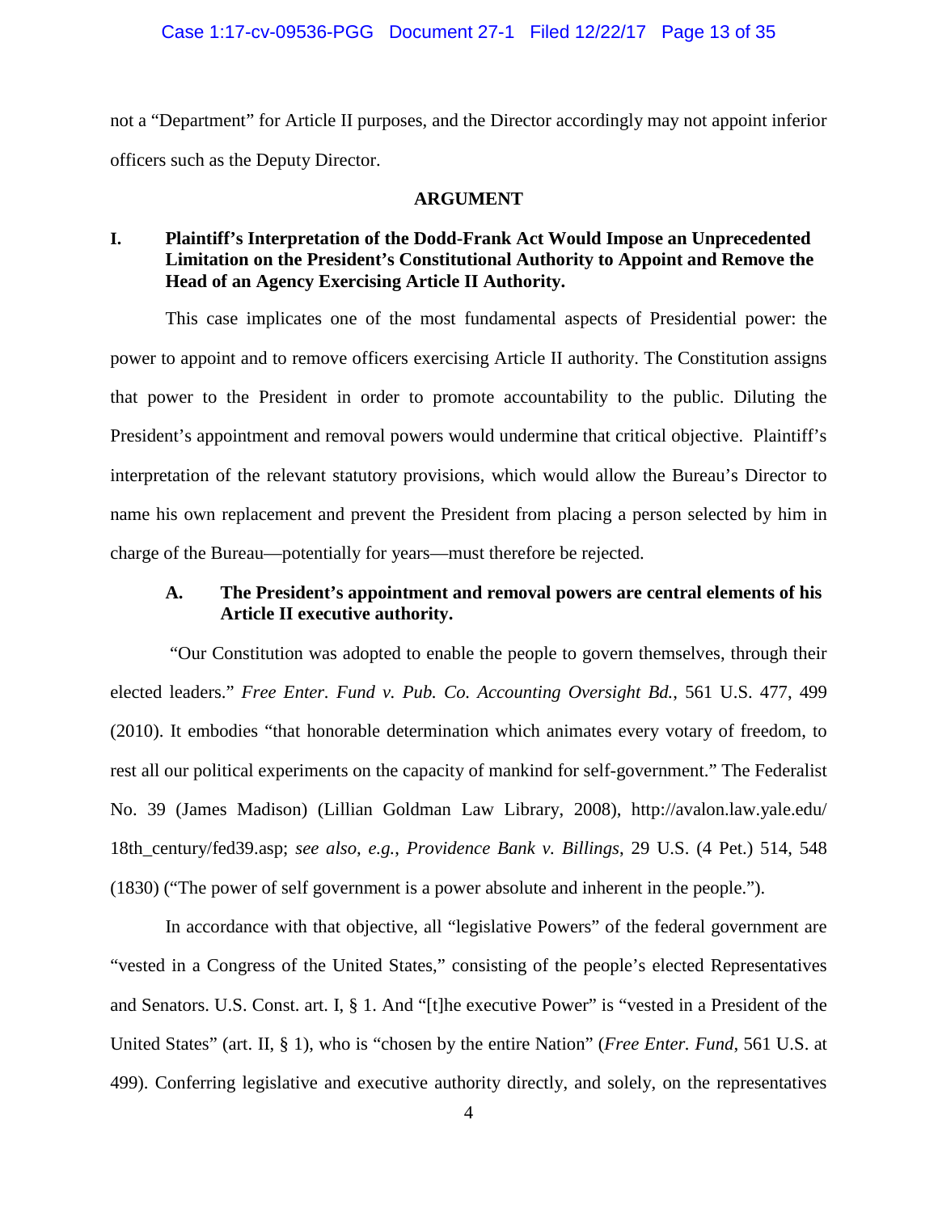not a "Department" for Article II purposes, and the Director accordingly may not appoint inferior officers such as the Deputy Director.

## ARGUMENT

### I. Plaintiff's Interpretation of the Dodd-Frank Act Would Impose an Unprecedented Limitation on the President's Constitutional Authority to Appoint and Remove the Head of an Agency Exercising Article II Authority.

This case implicates one of the most fundamental aspects of Presidential power: the power to appoint and to remove officers exercising Article II authority. The Constitution assigns that power to the President in order to promote accountability to the public. Diluting the President's appointment and removal powers would undermine that critical objective. Plaintiff's interpretation of the relevant statutory provisions, which would allow the Bureau's Director to name his own replacement and prevent the President from placing a person selected by him in charge of the Bureau—potentially for years—must therefore be rejected.

#### A. The President's appointment and removal powers are central elements of his Article II executive authority.

"Our Constitution was adopted to enable the people to govern themselves, through their elected leaders." *Free Enter. Fund v. Pub. Co. Accounting Oversight Bd.*, 561 U.S. 477, 499 (2010). It embodies "that honorable determination which animates every votary of freedom, to rest all our political experiments on the capacity of mankind for self-government." The Federalist No. 39 (James Madison) (Lillian Goldman Law Library, 2008), http://avalon.law.yale.edu/18th_century/fed39.asp; *see also, e.g.*, *Providence Bank v. Billings*, 29 U.S. (4 Pet.) 514, 548 (1830) ("The power of self government is a power absolute and inherent in the people.").

In accordance with that objective, all "legislative Powers" of the federal government are "vested in a Congress of the United States," consisting of the people's elected Representatives and Senators. U.S. Const. art. I, § 1. And "[t]he executive Power" is "vested in a President of the United States" (art. II, § 1), who is "chosen by the entire Nation" (*Free Enter. Fund*, 561 U.S. at 499). Conferring legislative and executive authority directly, and solely, on the representatives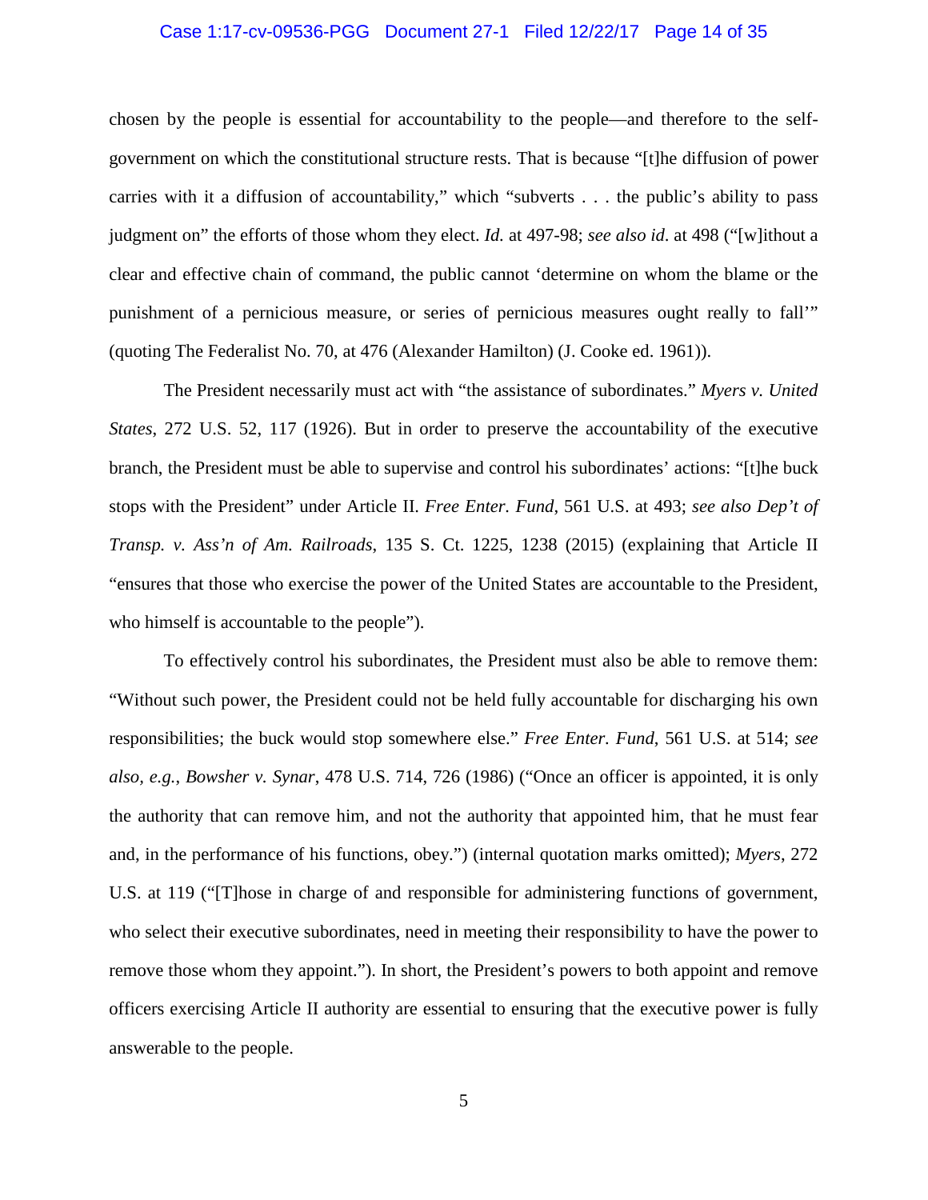chosen by the people is essential for accountability to the people—and therefore to the self-government on which the constitutional structure rests. That is because "[t]he diffusion of power carries with it a diffusion of accountability," which "subverts . . . the public's ability to pass judgment on" the efforts of those whom they elect. *Id.* at 497-98; *see also id*. at 498 ("[w]ithout a clear and effective chain of command, the public cannot 'determine on whom the blame or the punishment of a pernicious measure, or series of pernicious measures ought really to fall'" (quoting The Federalist No. 70, at 476 (Alexander Hamilton) (J. Cooke ed. 1961)).

The President necessarily must act with "the assistance of subordinates." *Myers v. United States*, 272 U.S. 52, 117 (1926). But in order to preserve the accountability of the executive branch, the President must be able to supervise and control his subordinates' actions: "[t]he buck stops with the President" under Article II. *Free Enter. Fund*, 561 U.S. at 493; *see also Dep't of Transp. v. Ass'n of Am. Railroads*, 135 S. Ct. 1225, 1238 (2015) (explaining that Article II "ensures that those who exercise the power of the United States are accountable to the President, who himself is accountable to the people").

To effectively control his subordinates, the President must also be able to remove them: "Without such power, the President could not be held fully accountable for discharging his own responsibilities; the buck would stop somewhere else." *Free Enter. Fund*, 561 U.S. at 514; *see also, e.g.*, *Bowsher v. Synar*, 478 U.S. 714, 726 (1986) ("Once an officer is appointed, it is only the authority that can remove him, and not the authority that appointed him, that he must fear and, in the performance of his functions, obey.") (internal quotation marks omitted); *Myers*, 272 U.S. at 119 ("[T]hose in charge of and responsible for administering functions of government, who select their executive subordinates, need in meeting their responsibility to have the power to remove those whom they appoint."). In short, the President's powers to both appoint and remove officers exercising Article II authority are essential to ensuring that the executive power is fully answerable to the people.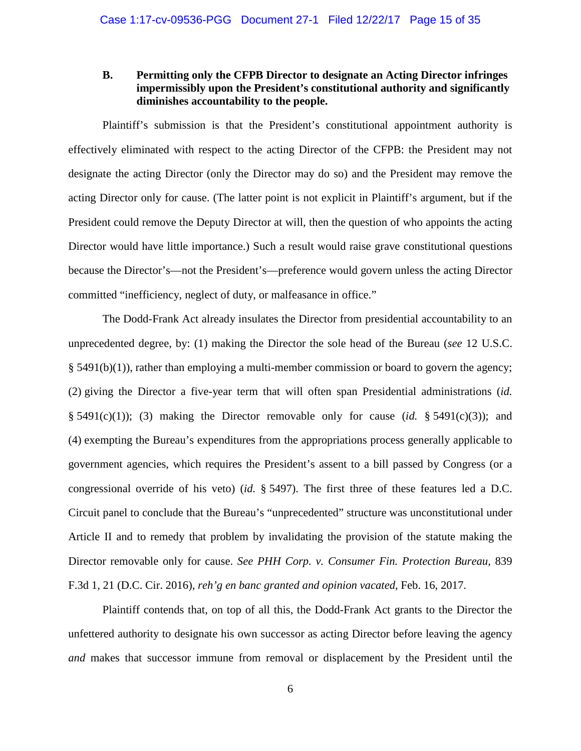### B. Permitting only the CFPB Director to designate an Acting Director infringes impermissibly upon the President's constitutional authority and significantly diminishes accountability to the people.

Plaintiff's submission is that the President's constitutional appointment authority is effectively eliminated with respect to the acting Director of the CFPB: the President may not designate the acting Director (only the Director may do so) and the President may remove the acting Director only for cause. (The latter point is not explicit in Plaintiff's argument, but if the President could remove the Deputy Director at will, then the question of who appoints the acting Director would have little importance.) Such a result would raise grave constitutional questions because the Director's—not the President's—preference would govern unless the acting Director committed "inefficiency, neglect of duty, or malfeasance in office."

The Dodd-Frank Act already insulates the Director from presidential accountability to an unprecedented degree, by: (1) making the Director the sole head of the Bureau (*see* 12 U.S.C. § 5491(b)(1)), rather than employing a multi-member commission or board to govern the agency; (2) giving the Director a five-year term that will often span Presidential administrations (*id.* § 5491(c)(1)); (3) making the Director removable only for cause (*id.* § 5491(c)(3)); and (4) exempting the Bureau's expenditures from the appropriations process generally applicable to government agencies, which requires the President's assent to a bill passed by Congress (or a congressional override of his veto) (*id.* § 5497). The first three of these features led a D.C. Circuit panel to conclude that the Bureau's "unprecedented" structure was unconstitutional under Article II and to remedy that problem by invalidating the provision of the statute making the Director removable only for cause. *See PHH Corp. v. Consumer Fin. Protection Bureau*, 839 F.3d 1, 21 (D.C. Cir. 2016), *reh'g en banc granted and opinion vacated*, Feb. 16, 2017.

Plaintiff contends that, on top of all this, the Dodd-Frank Act grants to the Director the unfettered authority to designate his own successor as acting Director before leaving the agency *and* makes that successor immune from removal or displacement by the President until the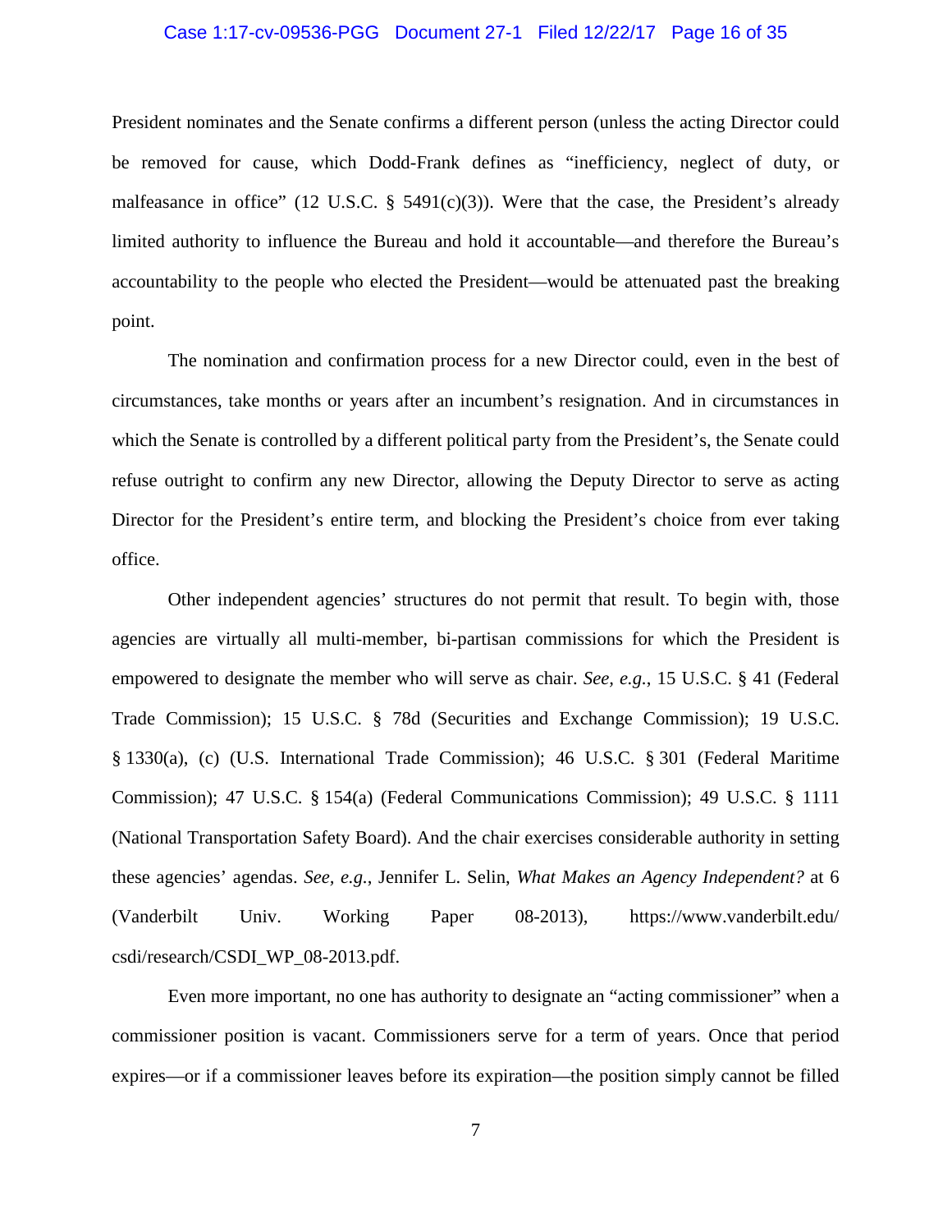President nominates and the Senate confirms a different person (unless the acting Director could be removed for cause, which Dodd-Frank defines as "inefficiency, neglect of duty, or malfeasance in office" (12 U.S.C. § 5491(c)(3)). Were that the case, the President's already limited authority to influence the Bureau and hold it accountable—and therefore the Bureau's accountability to the people who elected the President—would be attenuated past the breaking point.

The nomination and confirmation process for a new Director could, even in the best of circumstances, take months or years after an incumbent's resignation. And in circumstances in which the Senate is controlled by a different political party from the President's, the Senate could refuse outright to confirm any new Director, allowing the Deputy Director to serve as acting Director for the President's entire term, and blocking the President's choice from ever taking office.

Other independent agencies' structures do not permit that result. To begin with, those agencies are virtually all multi-member, bi-partisan commissions for which the President is empowered to designate the member who will serve as chair. *See, e.g.*, 15 U.S.C. § 41 (Federal Trade Commission); 15 U.S.C. § 78d (Securities and Exchange Commission); 19 U.S.C. § 1330(a), (c) (U.S. International Trade Commission); 46 U.S.C. § 301 (Federal Maritime Commission); 47 U.S.C. § 154(a) (Federal Communications Commission); 49 U.S.C. § 1111 (National Transportation Safety Board). And the chair exercises considerable authority in setting these agencies' agendas. *See, e.g.*, Jennifer L. Selin, *What Makes an Agency Independent?* at 6 (Vanderbilt Univ. Working Paper 08-2013), https://www.vanderbilt.edu/csdi/research/CSDI_WP_08-2013.pdf.

Even more important, no one has authority to designate an "acting commissioner" when a commissioner position is vacant. Commissioners serve for a term of years. Once that period expires—or if a commissioner leaves before its expiration—the position simply cannot be filled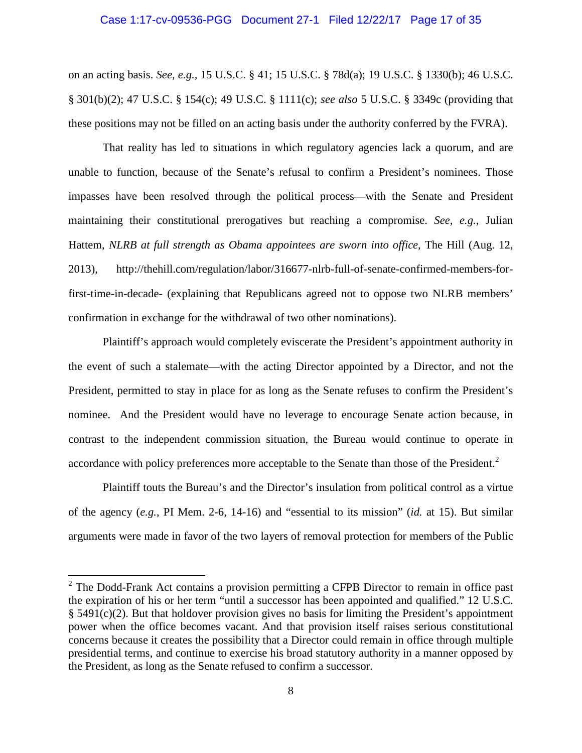on an acting basis. *See, e.g.*, 15 U.S.C. § 41; 15 U.S.C. § 78d(a); 19 U.S.C. § 1330(b); 46 U.S.C. § 301(b)(2); 47 U.S.C. § 154(c); 49 U.S.C. § 1111(c); *see also* 5 U.S.C. § 3349c (providing that these positions may not be filled on an acting basis under the authority conferred by the FVRA).

That reality has led to situations in which regulatory agencies lack a quorum, and are unable to function, because of the Senate's refusal to confirm a President's nominees. Those impasses have been resolved through the political process—with the Senate and President maintaining their constitutional prerogatives but reaching a compromise. *See, e.g.*, Julian Hattem, *NLRB at full strength as Obama appointees are sworn into office*, The Hill (Aug. 12, 2013), http://thehill.com/regulation/labor/316677-nlrb-full-of-senate-confirmed-members-for-first-time-in-decade- (explaining that Republicans agreed not to oppose two NLRB members' confirmation in exchange for the withdrawal of two other nominations).

Plaintiff's approach would completely eviscerate the President's appointment authority in the event of such a stalemate—with the acting Director appointed by a Director, and not the President, permitted to stay in place for as long as the Senate refuses to confirm the President's nominee. And the President would have no leverage to encourage Senate action because, in contrast to the independent commission situation, the Bureau would continue to operate in accordance with policy preferences more acceptable to the Senate than those of the President.[2]

Plaintiff touts the Bureau's and the Director's insulation from political control as a virtue of the agency (*e.g.*, PI Mem. 2-6, 14-16) and "essential to its mission" (*id.* at 15). But similar arguments were made in favor of the two layers of removal protection for members of the Public

---

[2] The Dodd-Frank Act contains a provision permitting a CFPB Director to remain in office past the expiration of his or her term "until a successor has been appointed and qualified." 12 U.S.C. § 5491(c)(2). But that holdover provision gives no basis for limiting the President's appointment power when the office becomes vacant. And that provision itself raises serious constitutional concerns because it creates the possibility that a Director could remain in office through multiple presidential terms, and continue to exercise his broad statutory authority in a manner opposed by the President, as long as the Senate refused to confirm a successor.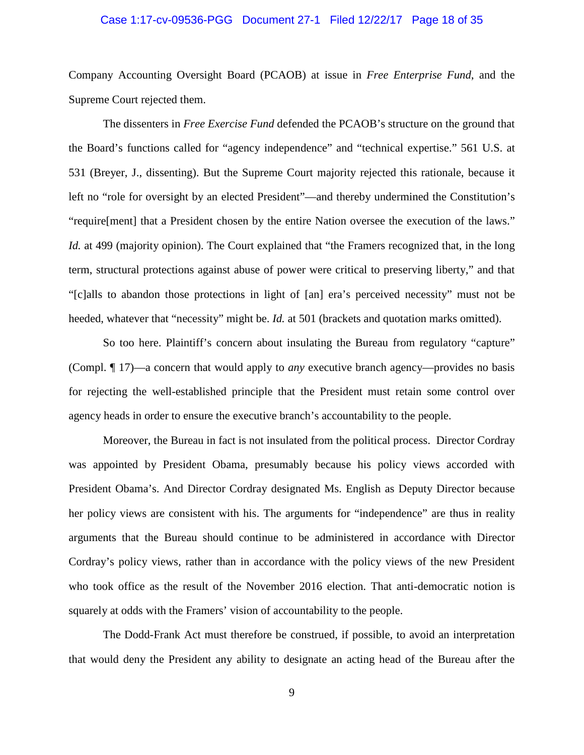Company Accounting Oversight Board (PCAOB) at issue in *Free Enterprise Fund*, and the Supreme Court rejected them.

The dissenters in *Free Exercise Fund* defended the PCAOB's structure on the ground that the Board's functions called for "agency independence" and "technical expertise." 561 U.S. at 531 (Breyer, J., dissenting). But the Supreme Court majority rejected this rationale, because it left no "role for oversight by an elected President"—and thereby undermined the Constitution's "require[ment] that a President chosen by the entire Nation oversee the execution of the laws." *Id.* at 499 (majority opinion). The Court explained that "the Framers recognized that, in the long term, structural protections against abuse of power were critical to preserving liberty," and that "[c]alls to abandon those protections in light of [an] era's perceived necessity" must not be heeded, whatever that "necessity" might be. *Id.* at 501 (brackets and quotation marks omitted).

So too here. Plaintiff's concern about insulating the Bureau from regulatory "capture" (Compl. ¶ 17)—a concern that would apply to *any* executive branch agency—provides no basis for rejecting the well-established principle that the President must retain some control over agency heads in order to ensure the executive branch's accountability to the people.

Moreover, the Bureau in fact is not insulated from the political process. Director Cordray was appointed by President Obama, presumably because his policy views accorded with President Obama's. And Director Cordray designated Ms. English as Deputy Director because her policy views are consistent with his. The arguments for "independence" are thus in reality arguments that the Bureau should continue to be administered in accordance with Director Cordray's policy views, rather than in accordance with the policy views of the new President who took office as the result of the November 2016 election. That anti-democratic notion is squarely at odds with the Framers' vision of accountability to the people.

The Dodd-Frank Act must therefore be construed, if possible, to avoid an interpretation that would deny the President any ability to designate an acting head of the Bureau after the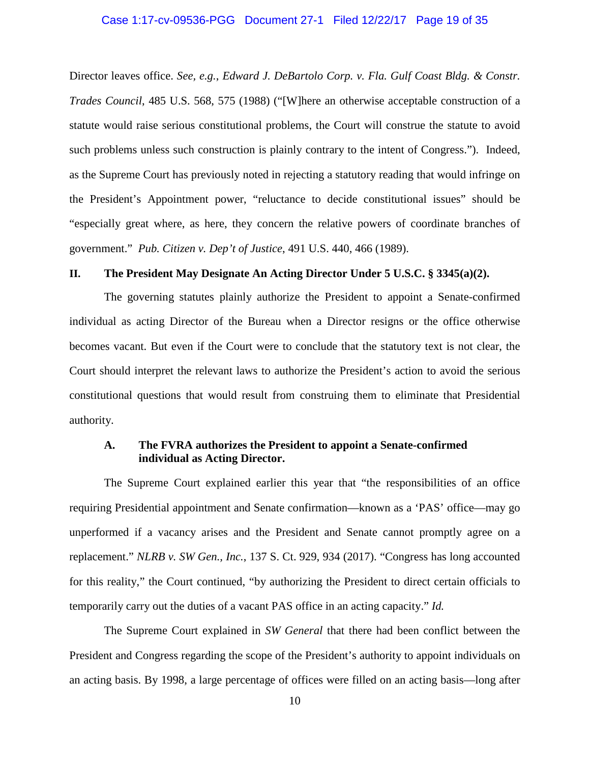Director leaves office. *See, e.g.*, *Edward J. DeBartolo Corp. v. Fla. Gulf Coast Bldg. & Constr. Trades Council*, 485 U.S. 568, 575 (1988) ("[W]here an otherwise acceptable construction of a statute would raise serious constitutional problems, the Court will construe the statute to avoid such problems unless such construction is plainly contrary to the intent of Congress."). Indeed, as the Supreme Court has previously noted in rejecting a statutory reading that would infringe on the President's Appointment power, "reluctance to decide constitutional issues" should be "especially great where, as here, they concern the relative powers of coordinate branches of government." *Pub. Citizen v. Dep't of Justice*, 491 U.S. 440, 466 (1989).

## II. The President May Designate An Acting Director Under 5 U.S.C. § 3345(a)(2).

The governing statutes plainly authorize the President to appoint a Senate-confirmed individual as acting Director of the Bureau when a Director resigns or the office otherwise becomes vacant. But even if the Court were to conclude that the statutory text is not clear, the Court should interpret the relevant laws to authorize the President's action to avoid the serious constitutional questions that would result from construing them to eliminate that Presidential authority.

### A. The FVRA authorizes the President to appoint a Senate-confirmed individual as Acting Director.

The Supreme Court explained earlier this year that "the responsibilities of an office requiring Presidential appointment and Senate confirmation—known as a 'PAS' office—may go unperformed if a vacancy arises and the President and Senate cannot promptly agree on a replacement." *NLRB v. SW Gen., Inc.*, 137 S. Ct. 929, 934 (2017). "Congress has long accounted for this reality," the Court continued, "by authorizing the President to direct certain officials to temporarily carry out the duties of a vacant PAS office in an acting capacity." *Id.*

The Supreme Court explained in *SW General* that there had been conflict between the President and Congress regarding the scope of the President's authority to appoint individuals on an acting basis. By 1998, a large percentage of offices were filled on an acting basis—long after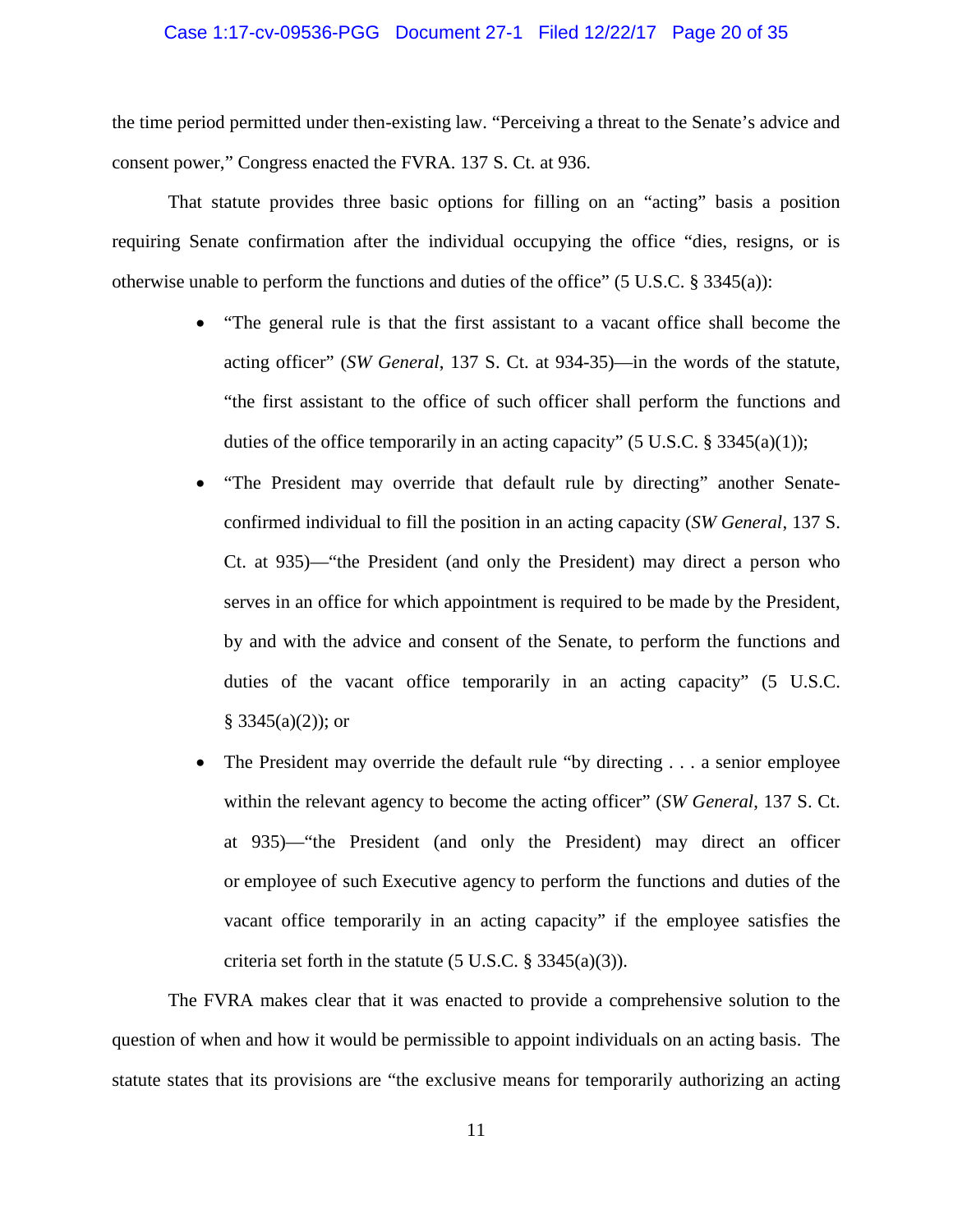the time period permitted under then-existing law. "Perceiving a threat to the Senate's advice and consent power," Congress enacted the FVRA. 137 S. Ct. at 936.

That statute provides three basic options for filling on an "acting" basis a position requiring Senate confirmation after the individual occupying the office "dies, resigns, or is otherwise unable to perform the functions and duties of the office" (5 U.S.C. § 3345(a)):

- "The general rule is that the first assistant to a vacant office shall become the acting officer" (*SW General*, 137 S. Ct. at 934-35)—in the words of the statute, "the first assistant to the office of such officer shall perform the functions and duties of the office temporarily in an acting capacity" (5 U.S.C. § 3345(a)(1));
- "The President may override that default rule by directing" another Senate-confirmed individual to fill the position in an acting capacity (*SW General*, 137 S. Ct. at 935)—"the President (and only the President) may direct a person who serves in an office for which appointment is required to be made by the President, by and with the advice and consent of the Senate, to perform the functions and duties of the vacant office temporarily in an acting capacity" (5 U.S.C. § 3345(a)(2)); or
- The President may override the default rule "by directing . . . a senior employee within the relevant agency to become the acting officer" (*SW General*, 137 S. Ct. at 935)—"the President (and only the President) may direct an officer or employee of such Executive agency to perform the functions and duties of the vacant office temporarily in an acting capacity" if the employee satisfies the criteria set forth in the statute (5 U.S.C. § 3345(a)(3)).

The FVRA makes clear that it was enacted to provide a comprehensive solution to the question of when and how it would be permissible to appoint individuals on an acting basis. The statute states that its provisions are "the exclusive means for temporarily authorizing an acting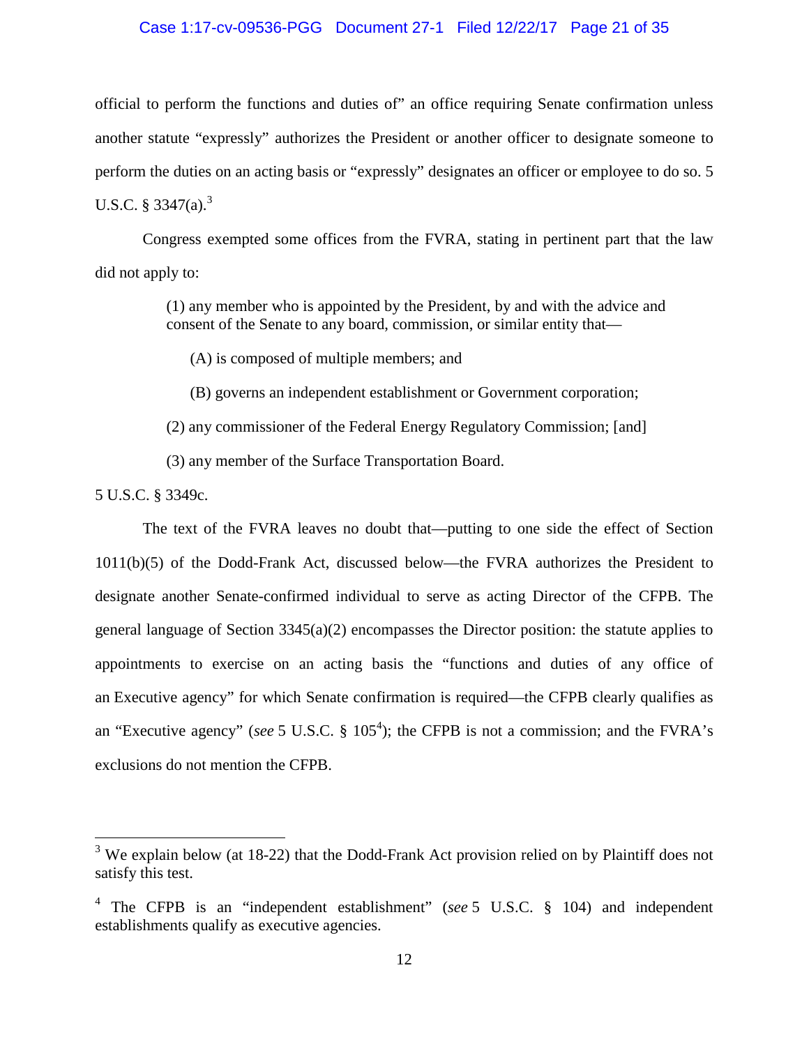official to perform the functions and duties of" an office requiring Senate confirmation unless another statute "expressly" authorizes the President or another officer to designate someone to perform the duties on an acting basis or "expressly" designates an officer or employee to do so. 5 U.S.C. § 3347(a).[3]

Congress exempted some offices from the FVRA, stating in pertinent part that the law did not apply to:

> (1) any member who is appointed by the President, by and with the advice and consent of the Senate to any board, commission, or similar entity that—
>
> (A) is composed of multiple members; and
>
> (B) governs an independent establishment or Government corporation;
>
> (2) any commissioner of the Federal Energy Regulatory Commission; [and]
>
> (3) any member of the Surface Transportation Board.

5 U.S.C. § 3349c.

The text of the FVRA leaves no doubt that—putting to one side the effect of Section 1011(b)(5) of the Dodd-Frank Act, discussed below—the FVRA authorizes the President to designate another Senate-confirmed individual to serve as acting Director of the CFPB. The general language of Section 3345(a)(2) encompasses the Director position: the statute applies to appointments to exercise on an acting basis the "functions and duties of any office of an Executive agency" for which Senate confirmation is required—the CFPB clearly qualifies as an "Executive agency" (*see* 5 U.S.C. § 105[4]); the CFPB is not a commission; and the FVRA's exclusions do not mention the CFPB.

---

[3] We explain below (at 18-22) that the Dodd-Frank Act provision relied on by Plaintiff does not satisfy this test.

[4] The CFPB is an "independent establishment" (*see* 5 U.S.C. § 104) and independent establishments qualify as executive agencies.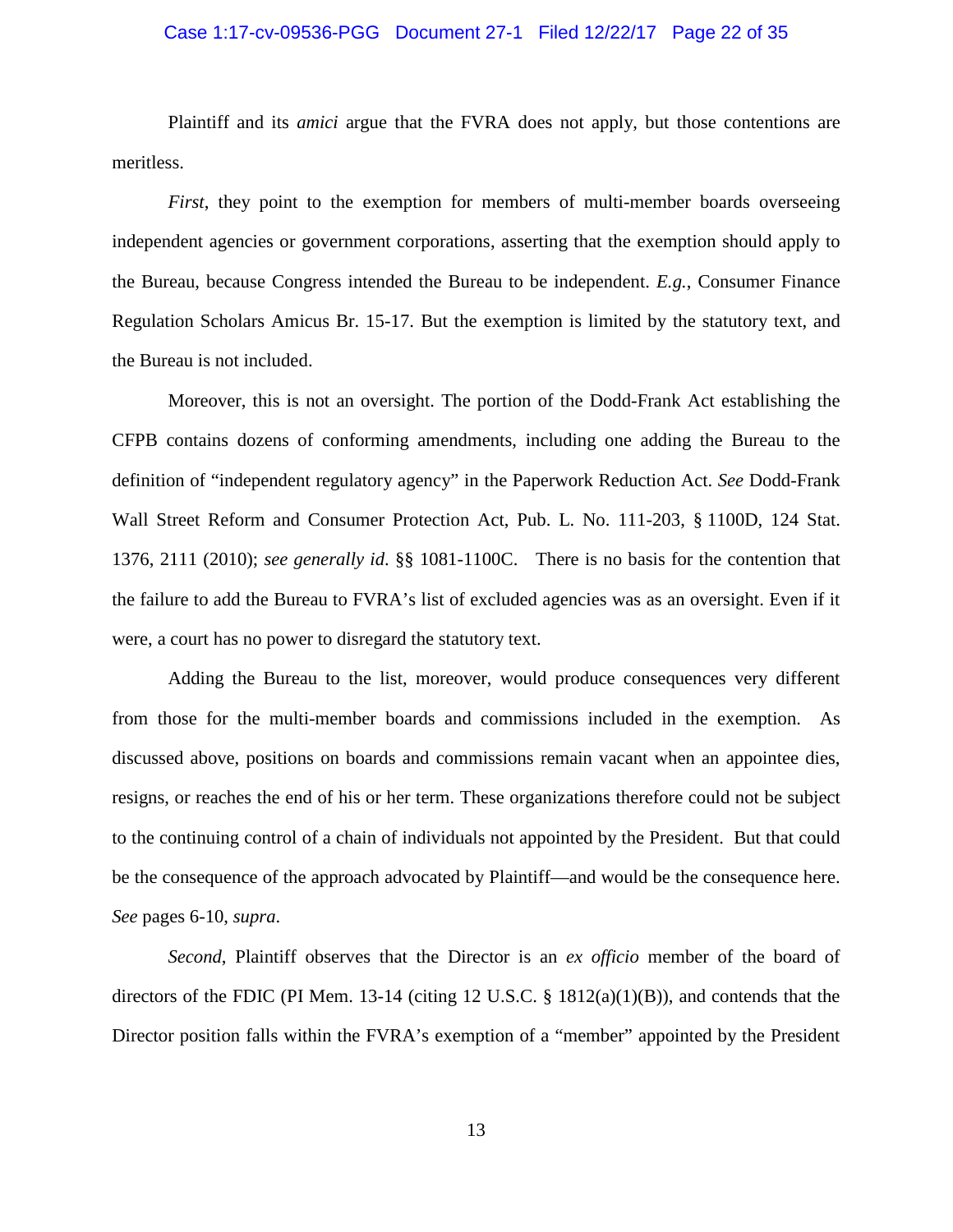Plaintiff and its *amici* argue that the FVRA does not apply, but those contentions are meritless.

*First*, they point to the exemption for members of multi-member boards overseeing independent agencies or government corporations, asserting that the exemption should apply to the Bureau, because Congress intended the Bureau to be independent. *E.g.*, Consumer Finance Regulation Scholars Amicus Br. 15-17. But the exemption is limited by the statutory text, and the Bureau is not included.

Moreover, this is not an oversight. The portion of the Dodd-Frank Act establishing the CFPB contains dozens of conforming amendments, including one adding the Bureau to the definition of "independent regulatory agency" in the Paperwork Reduction Act. *See* Dodd-Frank Wall Street Reform and Consumer Protection Act, Pub. L. No. 111-203, § 1100D, 124 Stat. 1376, 2111 (2010); *see generally id*. §§ 1081-1100C. There is no basis for the contention that the failure to add the Bureau to FVRA's list of excluded agencies was as an oversight. Even if it were, a court has no power to disregard the statutory text.

Adding the Bureau to the list, moreover, would produce consequences very different from those for the multi-member boards and commissions included in the exemption. As discussed above, positions on boards and commissions remain vacant when an appointee dies, resigns, or reaches the end of his or her term. These organizations therefore could not be subject to the continuing control of a chain of individuals not appointed by the President. But that could be the consequence of the approach advocated by Plaintiff—and would be the consequence here. *See* pages 6-10, *supra*.

*Second*, Plaintiff observes that the Director is an *ex officio* member of the board of directors of the FDIC (PI Mem. 13-14 (citing 12 U.S.C. § 1812(a)(1)(B)), and contends that the Director position falls within the FVRA's exemption of a "member" appointed by the President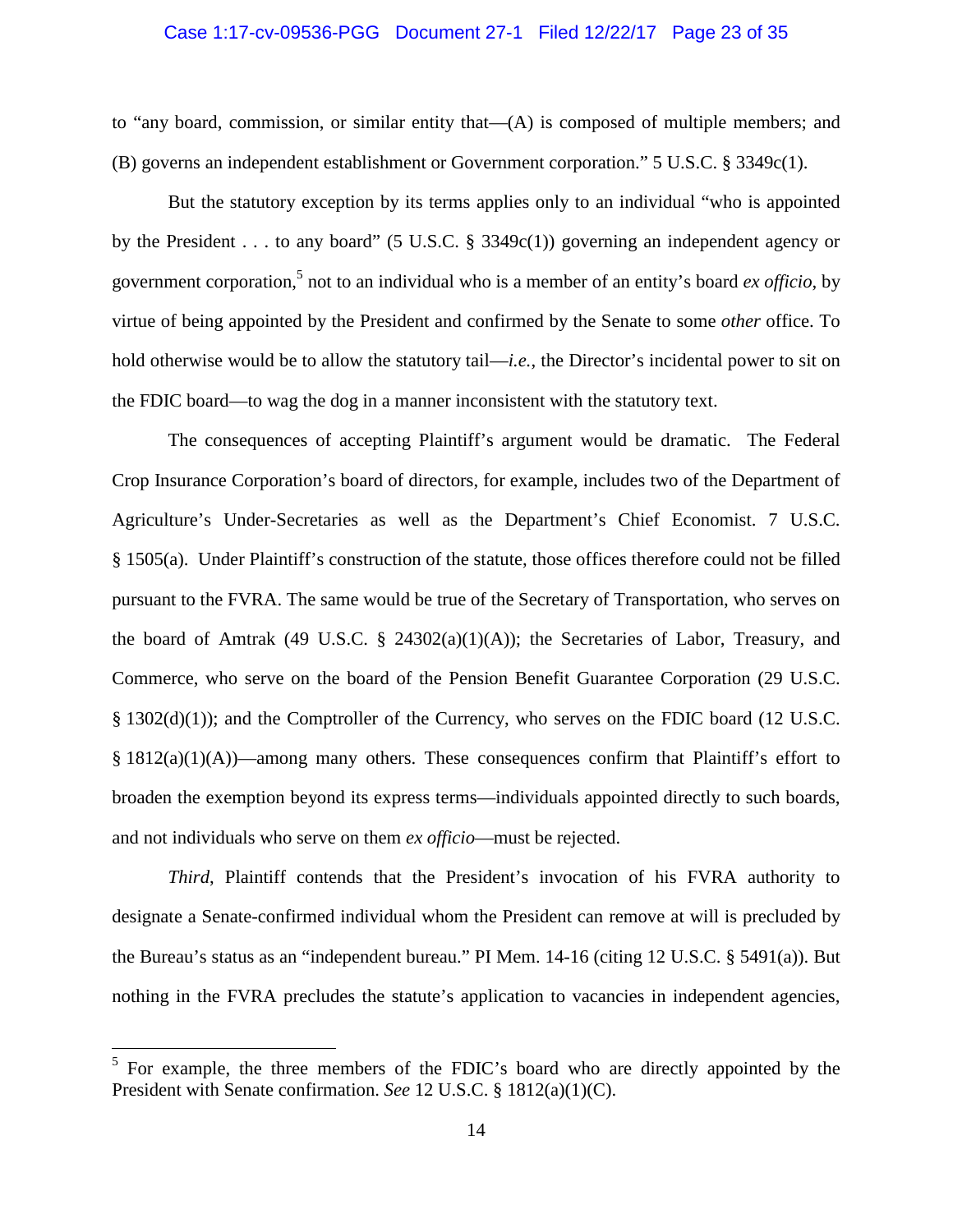to "any board, commission, or similar entity that—(A) is composed of multiple members; and (B) governs an independent establishment or Government corporation." 5 U.S.C. § 3349c(1).

But the statutory exception by its terms applies only to an individual "who is appointed by the President . . . to any board" (5 U.S.C. § 3349c(1)) governing an independent agency or government corporation,[5] not to an individual who is a member of an entity's board *ex officio*, by virtue of being appointed by the President and confirmed by the Senate to some *other* office. To hold otherwise would be to allow the statutory tail—*i.e.*, the Director's incidental power to sit on the FDIC board—to wag the dog in a manner inconsistent with the statutory text.

The consequences of accepting Plaintiff's argument would be dramatic. The Federal Crop Insurance Corporation's board of directors, for example, includes two of the Department of Agriculture's Under-Secretaries as well as the Department's Chief Economist. 7 U.S.C. § 1505(a). Under Plaintiff's construction of the statute, those offices therefore could not be filled pursuant to the FVRA. The same would be true of the Secretary of Transportation, who serves on the board of Amtrak (49 U.S.C. § 24302(a)(1)(A)); the Secretaries of Labor, Treasury, and Commerce, who serve on the board of the Pension Benefit Guarantee Corporation (29 U.S.C. § 1302(d)(1)); and the Comptroller of the Currency, who serves on the FDIC board (12 U.S.C. § 1812(a)(1)(A))—among many others. These consequences confirm that Plaintiff's effort to broaden the exemption beyond its express terms—individuals appointed directly to such boards, and not individuals who serve on them *ex officio*—must be rejected.

*Third*, Plaintiff contends that the President's invocation of his FVRA authority to designate a Senate-confirmed individual whom the President can remove at will is precluded by the Bureau's status as an "independent bureau." PI Mem. 14-16 (citing 12 U.S.C. § 5491(a)). But nothing in the FVRA precludes the statute's application to vacancies in independent agencies,

---

[5] For example, the three members of the FDIC's board who are directly appointed by the President with Senate confirmation. *See* 12 U.S.C. § 1812(a)(1)(C).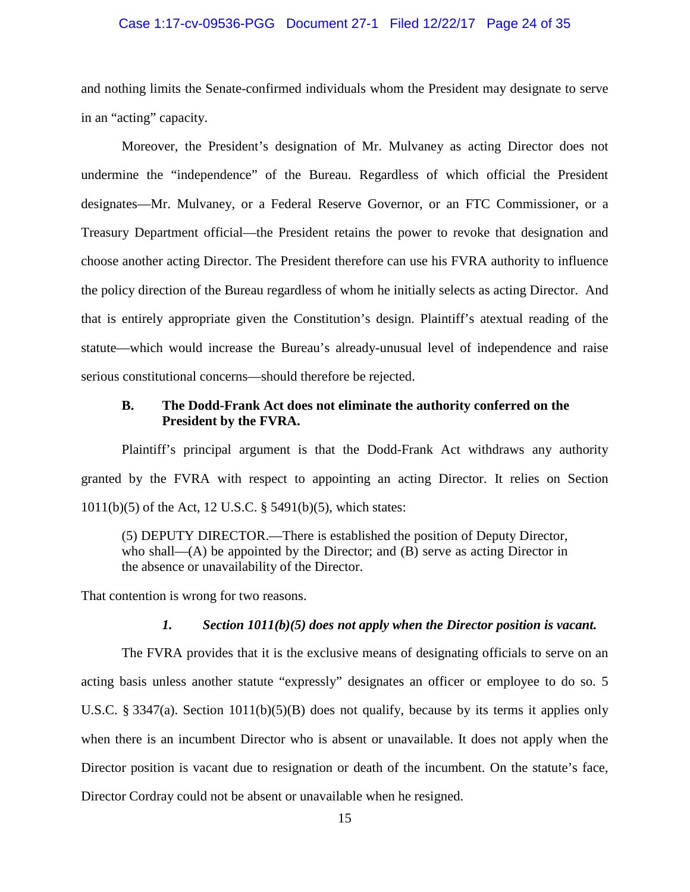and nothing limits the Senate-confirmed individuals whom the President may designate to serve in an "acting" capacity.

Moreover, the President's designation of Mr. Mulvaney as acting Director does not undermine the "independence" of the Bureau. Regardless of which official the President designates—Mr. Mulvaney, or a Federal Reserve Governor, or an FTC Commissioner, or a Treasury Department official—the President retains the power to revoke that designation and choose another acting Director. The President therefore can use his FVRA authority to influence the policy direction of the Bureau regardless of whom he initially selects as acting Director. And that is entirely appropriate given the Constitution's design. Plaintiff's atextual reading of the statute—which would increase the Bureau's already-unusual level of independence and raise serious constitutional concerns—should therefore be rejected.

### B. The Dodd-Frank Act does not eliminate the authority conferred on the President by the FVRA.

Plaintiff's principal argument is that the Dodd-Frank Act withdraws any authority granted by the FVRA with respect to appointing an acting Director. It relies on Section 1011(b)(5) of the Act, 12 U.S.C. § 5491(b)(5), which states:

> (5) DEPUTY DIRECTOR.—There is established the position of Deputy Director, who shall—(A) be appointed by the Director; and (B) serve as acting Director in the absence or unavailability of the Director.

That contention is wrong for two reasons.

#### *1. Section 1011(b)(5) does not apply when the Director position is vacant.*

The FVRA provides that it is the exclusive means of designating officials to serve on an acting basis unless another statute "expressly" designates an officer or employee to do so. 5 U.S.C. § 3347(a). Section 1011(b)(5)(B) does not qualify, because by its terms it applies only when there is an incumbent Director who is absent or unavailable. It does not apply when the Director position is vacant due to resignation or death of the incumbent. On the statute's face, Director Cordray could not be absent or unavailable when he resigned.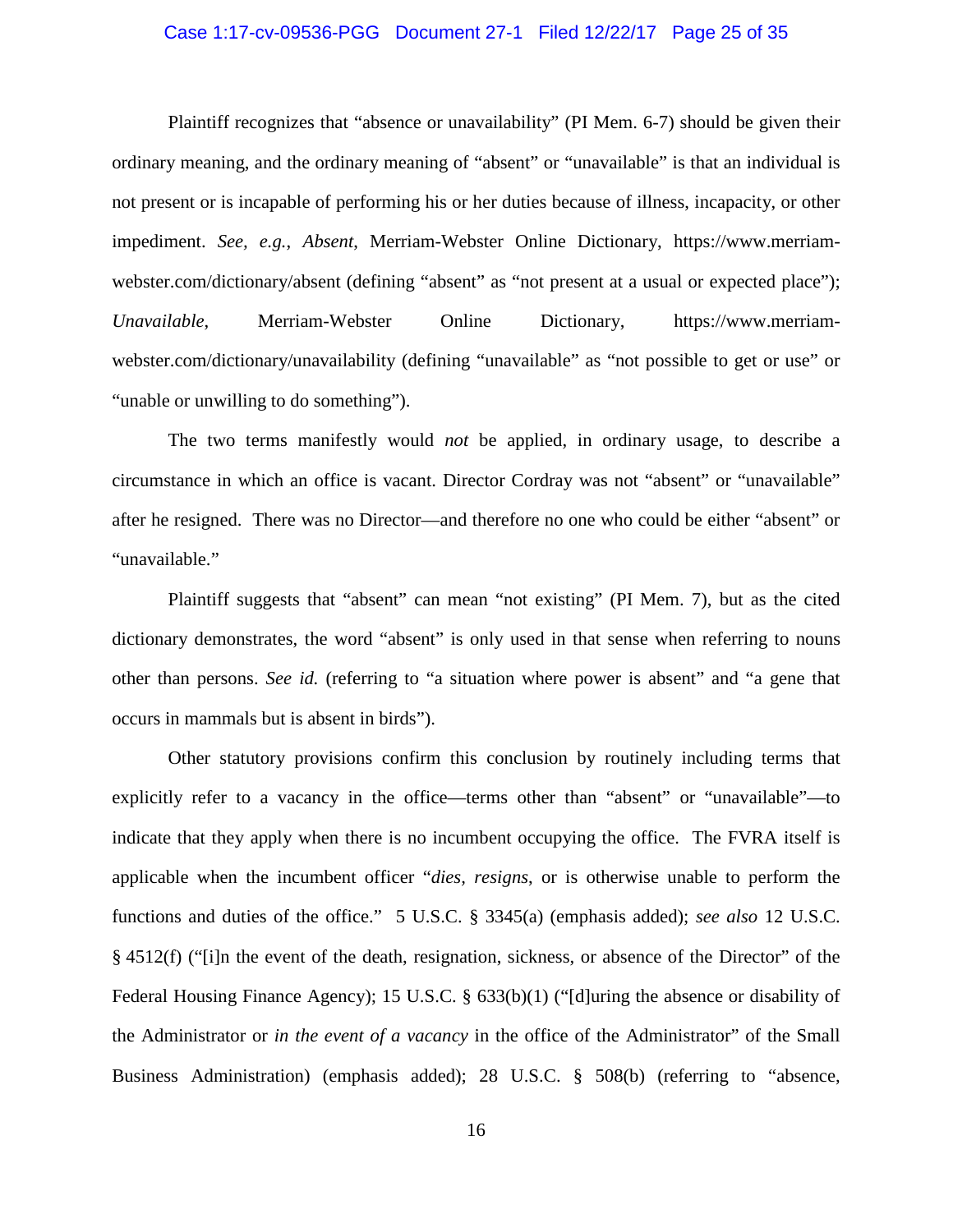Plaintiff recognizes that "absence or unavailability" (PI Mem. 6-7) should be given their ordinary meaning, and the ordinary meaning of "absent" or "unavailable" is that an individual is not present or is incapable of performing his or her duties because of illness, incapacity, or other impediment. *See, e.g.*, *Absent*, Merriam-Webster Online Dictionary, https://www.merriam-webster.com/dictionary/absent (defining "absent" as "not present at a usual or expected place"); *Unavailable*, Merriam-Webster Online Dictionary, https://www.merriam-webster.com/dictionary/unavailability (defining "unavailable" as "not possible to get or use" or "unable or unwilling to do something").

The two terms manifestly would *not* be applied, in ordinary usage, to describe a circumstance in which an office is vacant. Director Cordray was not "absent" or "unavailable" after he resigned. There was no Director—and therefore no one who could be either "absent" or "unavailable."

Plaintiff suggests that "absent" can mean "not existing" (PI Mem. 7), but as the cited dictionary demonstrates, the word "absent" is only used in that sense when referring to nouns other than persons. *See id.* (referring to "a situation where power is absent" and "a gene that occurs in mammals but is absent in birds").

Other statutory provisions confirm this conclusion by routinely including terms that explicitly refer to a vacancy in the office—terms other than "absent" or "unavailable"—to indicate that they apply when there is no incumbent occupying the office. The FVRA itself is applicable when the incumbent officer "*dies*, *resigns*, or is otherwise unable to perform the functions and duties of the office." 5 U.S.C. § 3345(a) (emphasis added); *see also* 12 U.S.C. § 4512(f) ("[i]n the event of the death, resignation, sickness, or absence of the Director" of the Federal Housing Finance Agency); 15 U.S.C. § 633(b)(1) ("[d]uring the absence or disability of the Administrator or *in the event of a vacancy* in the office of the Administrator" of the Small Business Administration) (emphasis added); 28 U.S.C. § 508(b) (referring to "absence,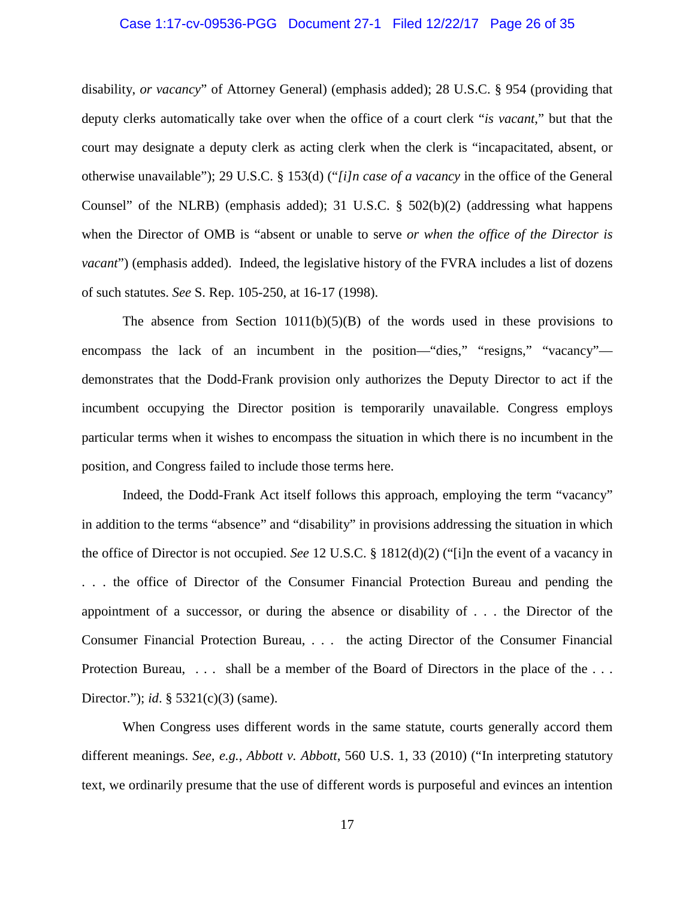disability, *or vacancy*" of Attorney General) (emphasis added); 28 U.S.C. § 954 (providing that deputy clerks automatically take over when the office of a court clerk "*is vacant*," but that the court may designate a deputy clerk as acting clerk when the clerk is "incapacitated, absent, or otherwise unavailable"); 29 U.S.C. § 153(d) ("*[i]n case of a vacancy* in the office of the General Counsel" of the NLRB) (emphasis added); 31 U.S.C. § 502(b)(2) (addressing what happens when the Director of OMB is "absent or unable to serve *or when the office of the Director is vacant*") (emphasis added). Indeed, the legislative history of the FVRA includes a list of dozens of such statutes. *See* S. Rep. 105-250, at 16-17 (1998).

The absence from Section 1011(b)(5)(B) of the words used in these provisions to encompass the lack of an incumbent in the position—"dies," "resigns," "vacancy"—demonstrates that the Dodd-Frank provision only authorizes the Deputy Director to act if the incumbent occupying the Director position is temporarily unavailable. Congress employs particular terms when it wishes to encompass the situation in which there is no incumbent in the position, and Congress failed to include those terms here.

Indeed, the Dodd-Frank Act itself follows this approach, employing the term "vacancy" in addition to the terms "absence" and "disability" in provisions addressing the situation in which the office of Director is not occupied. *See* 12 U.S.C. § 1812(d)(2) ("[i]n the event of a vacancy in . . . the office of Director of the Consumer Financial Protection Bureau and pending the appointment of a successor, or during the absence or disability of . . . the Director of the Consumer Financial Protection Bureau, . . . the acting Director of the Consumer Financial Protection Bureau, . . . shall be a member of the Board of Directors in the place of the . . . Director."); *id*. § 5321(c)(3) (same).

When Congress uses different words in the same statute, courts generally accord them different meanings. *See, e.g.*, *Abbott v. Abbott*, 560 U.S. 1, 33 (2010) ("In interpreting statutory text, we ordinarily presume that the use of different words is purposeful and evinces an intention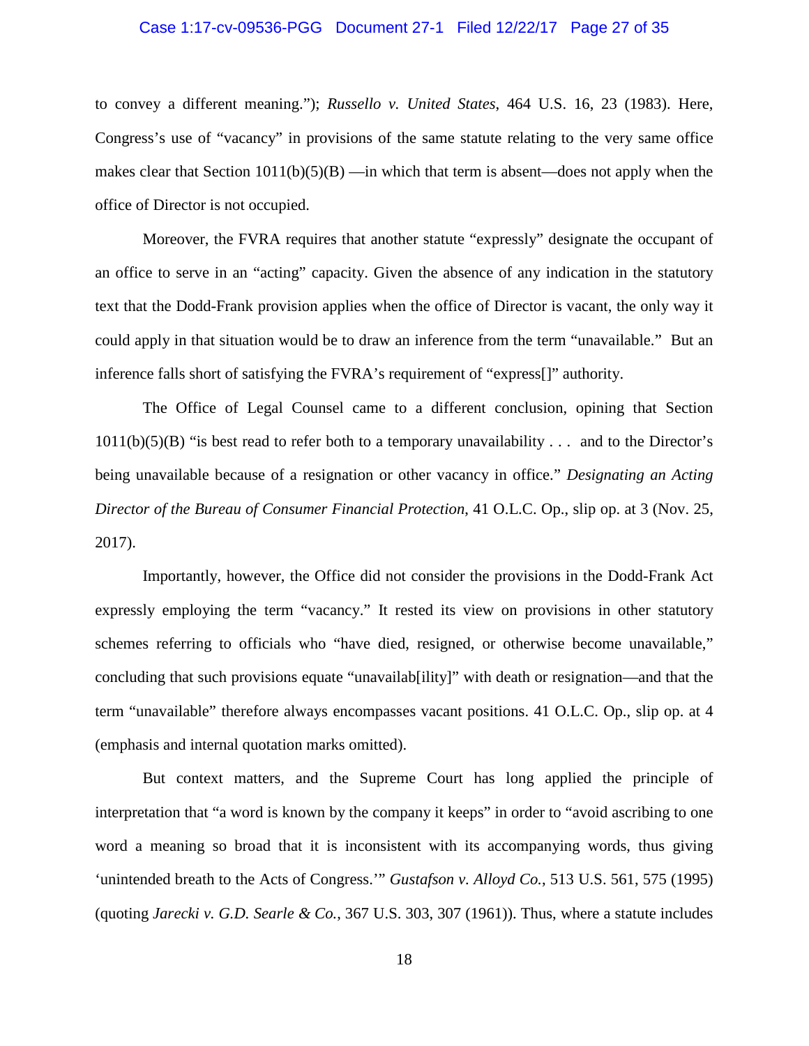to convey a different meaning."); *Russello v. United States*, 464 U.S. 16, 23 (1983). Here, Congress's use of "vacancy" in provisions of the same statute relating to the very same office makes clear that Section 1011(b)(5)(B) —in which that term is absent—does not apply when the office of Director is not occupied.

Moreover, the FVRA requires that another statute "expressly" designate the occupant of an office to serve in an "acting" capacity. Given the absence of any indication in the statutory text that the Dodd-Frank provision applies when the office of Director is vacant, the only way it could apply in that situation would be to draw an inference from the term "unavailable." But an inference falls short of satisfying the FVRA's requirement of "express[]" authority.

The Office of Legal Counsel came to a different conclusion, opining that Section 1011(b)(5)(B) "is best read to refer both to a temporary unavailability . . . and to the Director's being unavailable because of a resignation or other vacancy in office." *Designating an Acting Director of the Bureau of Consumer Financial Protection*, 41 O.L.C. Op., slip op. at 3 (Nov. 25, 2017).

Importantly, however, the Office did not consider the provisions in the Dodd-Frank Act expressly employing the term "vacancy." It rested its view on provisions in other statutory schemes referring to officials who "have died, resigned, or otherwise become unavailable," concluding that such provisions equate "unavailab[ility]" with death or resignation—and that the term "unavailable" therefore always encompasses vacant positions. 41 O.L.C. Op., slip op. at 4 (emphasis and internal quotation marks omitted).

But context matters, and the Supreme Court has long applied the principle of interpretation that "a word is known by the company it keeps" in order to "avoid ascribing to one word a meaning so broad that it is inconsistent with its accompanying words, thus giving 'unintended breath to the Acts of Congress.'" *Gustafson v. Alloyd Co.*, 513 U.S. 561, 575 (1995) (quoting *Jarecki v. G.D. Searle & Co.*, 367 U.S. 303, 307 (1961)). Thus, where a statute includes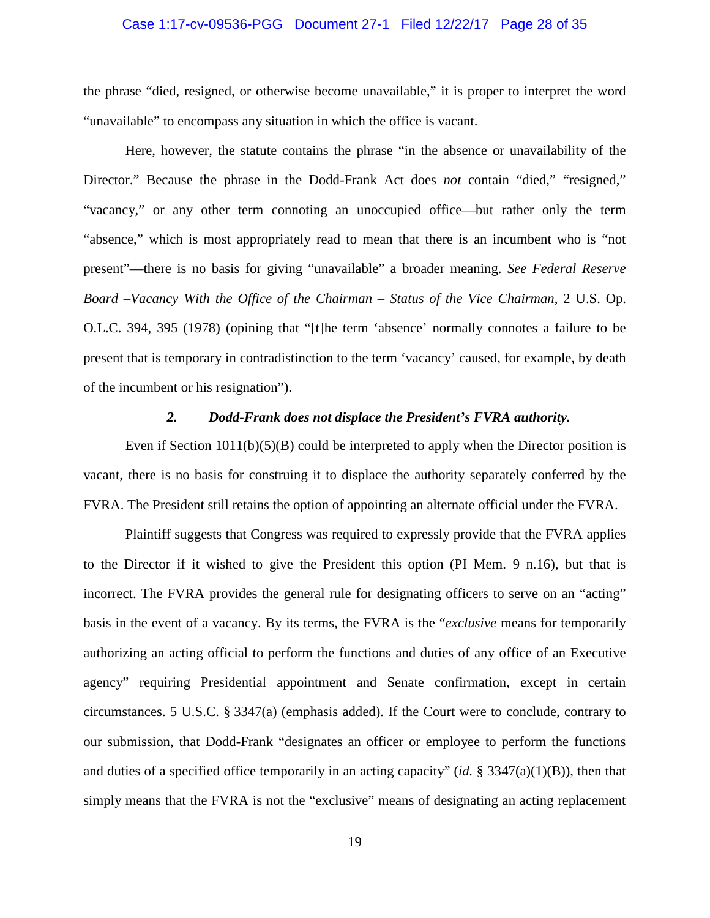the phrase "died, resigned, or otherwise become unavailable," it is proper to interpret the word "unavailable" to encompass any situation in which the office is vacant.

Here, however, the statute contains the phrase "in the absence or unavailability of the Director." Because the phrase in the Dodd-Frank Act does *not* contain "died," "resigned," "vacancy," or any other term connoting an unoccupied office—but rather only the term "absence," which is most appropriately read to mean that there is an incumbent who is "not present"—there is no basis for giving "unavailable" a broader meaning. *See Federal Reserve Board –Vacancy With the Office of the Chairman – Status of the Vice Chairman*, 2 U.S. Op. O.L.C. 394, 395 (1978) (opining that "[t]he term 'absence' normally connotes a failure to be present that is temporary in contradistinction to the term 'vacancy' caused, for example, by death of the incumbent or his resignation").

### *2. Dodd-Frank does not displace the President's FVRA authority.*

Even if Section 1011(b)(5)(B) could be interpreted to apply when the Director position is vacant, there is no basis for construing it to displace the authority separately conferred by the FVRA. The President still retains the option of appointing an alternate official under the FVRA.

Plaintiff suggests that Congress was required to expressly provide that the FVRA applies to the Director if it wished to give the President this option (PI Mem. 9 n.16), but that is incorrect. The FVRA provides the general rule for designating officers to serve on an "acting" basis in the event of a vacancy. By its terms, the FVRA is the "*exclusive* means for temporarily authorizing an acting official to perform the functions and duties of any office of an Executive agency" requiring Presidential appointment and Senate confirmation, except in certain circumstances. 5 U.S.C. § 3347(a) (emphasis added). If the Court were to conclude, contrary to our submission, that Dodd-Frank "designates an officer or employee to perform the functions and duties of a specified office temporarily in an acting capacity" (*id.* § 3347(a)(1)(B)), then that simply means that the FVRA is not the "exclusive" means of designating an acting replacement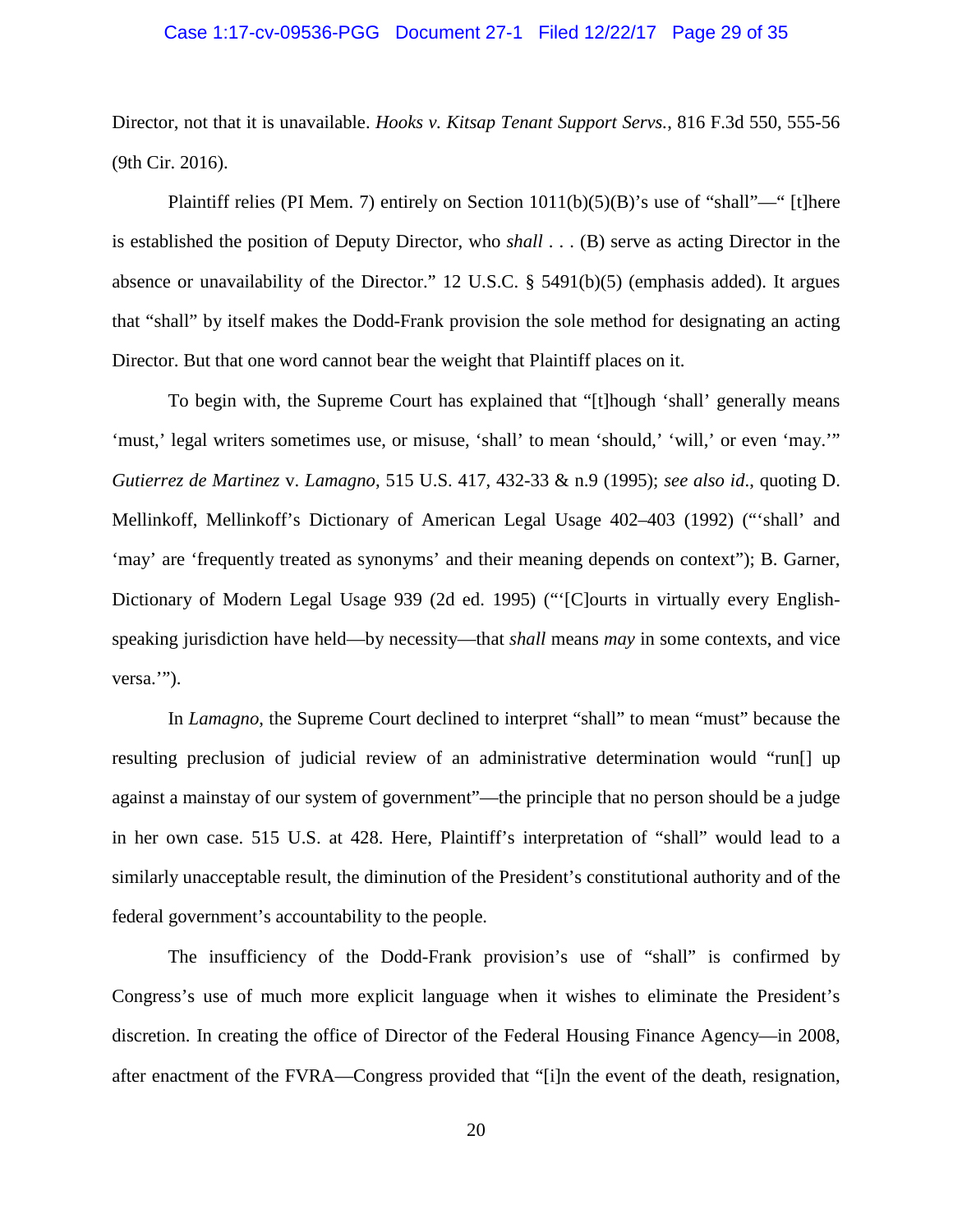Director, not that it is unavailable. *Hooks v. Kitsap Tenant Support Servs.*, 816 F.3d 550, 555-56 (9th Cir. 2016).

Plaintiff relies (PI Mem. 7) entirely on Section 1011(b)(5)(B)'s use of "shall"—" [t]here is established the position of Deputy Director, who *shall* . . . (B) serve as acting Director in the absence or unavailability of the Director." 12 U.S.C. § 5491(b)(5) (emphasis added). It argues that "shall" by itself makes the Dodd-Frank provision the sole method for designating an acting Director. But that one word cannot bear the weight that Plaintiff places on it.

To begin with, the Supreme Court has explained that "[t]hough 'shall' generally means 'must,' legal writers sometimes use, or misuse, 'shall' to mean 'should,' 'will,' or even 'may.'" *Gutierrez de Martinez* v. *Lamagno*, 515 U.S. 417, 432-33 & n.9 (1995); *see also id*., quoting D. Mellinkoff, Mellinkoff's Dictionary of American Legal Usage 402–403 (1992) ("'shall' and 'may' are 'frequently treated as synonyms' and their meaning depends on context"); B. Garner, Dictionary of Modern Legal Usage 939 (2d ed. 1995) ("'[C]ourts in virtually every English-speaking jurisdiction have held—by necessity—that *shall* means *may* in some contexts, and vice versa.'").

In *Lamagno*, the Supreme Court declined to interpret "shall" to mean "must" because the resulting preclusion of judicial review of an administrative determination would "run[] up against a mainstay of our system of government"—the principle that no person should be a judge in her own case. 515 U.S. at 428. Here, Plaintiff's interpretation of "shall" would lead to a similarly unacceptable result, the diminution of the President's constitutional authority and of the federal government's accountability to the people.

The insufficiency of the Dodd-Frank provision's use of "shall" is confirmed by Congress's use of much more explicit language when it wishes to eliminate the President's discretion. In creating the office of Director of the Federal Housing Finance Agency—in 2008, after enactment of the FVRA—Congress provided that "[i]n the event of the death, resignation,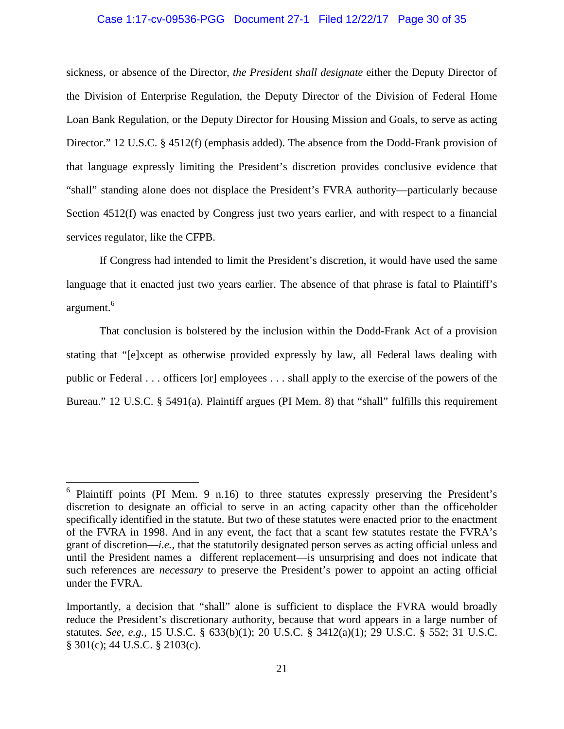sickness, or absence of the Director, *the President shall designate* either the Deputy Director of the Division of Enterprise Regulation, the Deputy Director of the Division of Federal Home Loan Bank Regulation, or the Deputy Director for Housing Mission and Goals, to serve as acting Director." 12 U.S.C. § 4512(f) (emphasis added). The absence from the Dodd-Frank provision of that language expressly limiting the President's discretion provides conclusive evidence that "shall" standing alone does not displace the President's FVRA authority—particularly because Section 4512(f) was enacted by Congress just two years earlier, and with respect to a financial services regulator, like the CFPB.

If Congress had intended to limit the President's discretion, it would have used the same language that it enacted just two years earlier. The absence of that phrase is fatal to Plaintiff's argument.[6]

That conclusion is bolstered by the inclusion within the Dodd-Frank Act of a provision stating that "[e]xcept as otherwise provided expressly by law, all Federal laws dealing with public or Federal . . . officers [or] employees . . . shall apply to the exercise of the powers of the Bureau." 12 U.S.C. § 5491(a). Plaintiff argues (PI Mem. 8) that "shall" fulfills this requirement

---

[6] Plaintiff points (PI Mem. 9 n.16) to three statutes expressly preserving the President's discretion to designate an official to serve in an acting capacity other than the officeholder specifically identified in the statute. But two of these statutes were enacted prior to the enactment of the FVRA in 1998. And in any event, the fact that a scant few statutes restate the FVRA's grant of discretion—*i.e.*, that the statutorily designated person serves as acting official unless and until the President names a different replacement—is unsurprising and does not indicate that such references are *necessary* to preserve the President's power to appoint an acting official under the FVRA.

Importantly, a decision that "shall" alone is sufficient to displace the FVRA would broadly reduce the President's discretionary authority, because that word appears in a large number of statutes. *See, e.g.*, 15 U.S.C. § 633(b)(1); 20 U.S.C. § 3412(a)(1); 29 U.S.C. § 552; 31 U.S.C. § 301(c); 44 U.S.C. § 2103(c).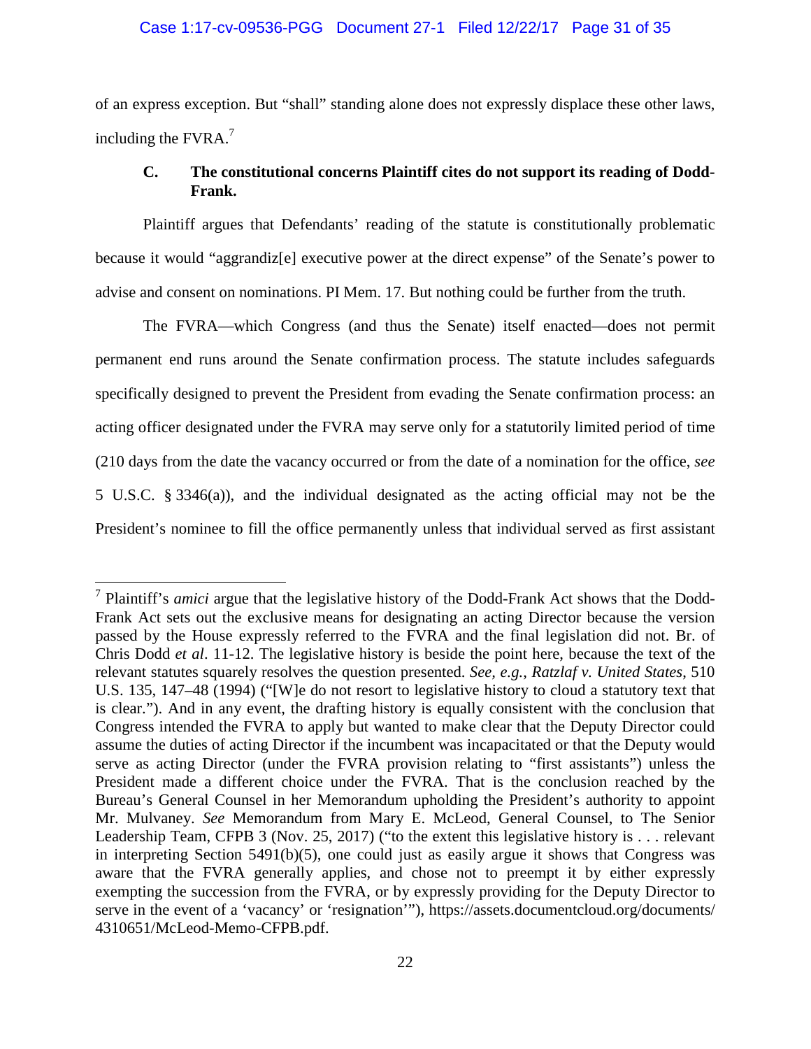of an express exception. But "shall" standing alone does not expressly displace these other laws, including the FVRA.[7]

### C. The constitutional concerns Plaintiff cites do not support its reading of Dodd-Frank.

Plaintiff argues that Defendants' reading of the statute is constitutionally problematic because it would "aggrandiz[e] executive power at the direct expense" of the Senate's power to advise and consent on nominations. PI Mem. 17. But nothing could be further from the truth.

The FVRA—which Congress (and thus the Senate) itself enacted—does not permit permanent end runs around the Senate confirmation process. The statute includes safeguards specifically designed to prevent the President from evading the Senate confirmation process: an acting officer designated under the FVRA may serve only for a statutorily limited period of time (210 days from the date the vacancy occurred or from the date of a nomination for the office, *see* 5 U.S.C. § 3346(a)), and the individual designated as the acting official may not be the President's nominee to fill the office permanently unless that individual served as first assistant

---

[7] Plaintiff's *amici* argue that the legislative history of the Dodd-Frank Act shows that the Dodd-Frank Act sets out the exclusive means for designating an acting Director because the version passed by the House expressly referred to the FVRA and the final legislation did not. Br. of Chris Dodd *et al*. 11-12. The legislative history is beside the point here, because the text of the relevant statutes squarely resolves the question presented. *See, e.g.*, *Ratzlaf v. United States*, 510 U.S. 135, 147–48 (1994) ("[W]e do not resort to legislative history to cloud a statutory text that is clear."). And in any event, the drafting history is equally consistent with the conclusion that Congress intended the FVRA to apply but wanted to make clear that the Deputy Director could assume the duties of acting Director if the incumbent was incapacitated or that the Deputy would serve as acting Director (under the FVRA provision relating to "first assistants") unless the President made a different choice under the FVRA. That is the conclusion reached by the Bureau's General Counsel in her Memorandum upholding the President's authority to appoint Mr. Mulvaney. *See* Memorandum from Mary E. McLeod, General Counsel, to The Senior Leadership Team, CFPB 3 (Nov. 25, 2017) ("to the extent this legislative history is . . . relevant in interpreting Section 5491(b)(5), one could just as easily argue it shows that Congress was aware that the FVRA generally applies, and chose not to preempt it by either expressly exempting the succession from the FVRA, or by expressly providing for the Deputy Director to serve in the event of a 'vacancy' or 'resignation'"), https://assets.documentcloud.org/documents/4310651/McLeod-Memo-CFPB.pdf.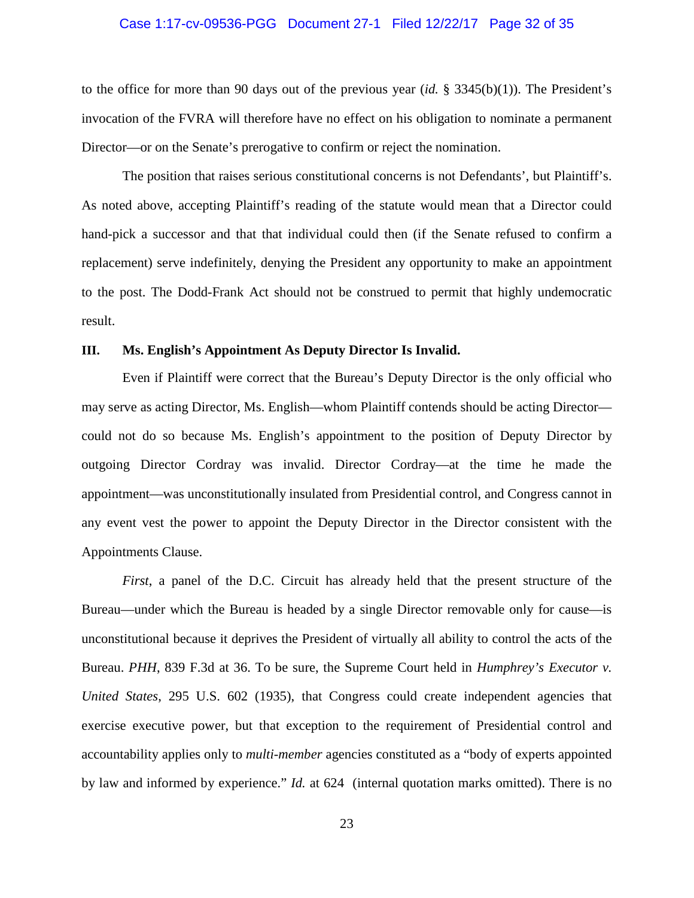to the office for more than 90 days out of the previous year (*id.* § 3345(b)(1)). The President's invocation of the FVRA will therefore have no effect on his obligation to nominate a permanent Director—or on the Senate's prerogative to confirm or reject the nomination.

The position that raises serious constitutional concerns is not Defendants', but Plaintiff's. As noted above, accepting Plaintiff's reading of the statute would mean that a Director could hand-pick a successor and that that individual could then (if the Senate refused to confirm a replacement) serve indefinitely, denying the President any opportunity to make an appointment to the post. The Dodd-Frank Act should not be construed to permit that highly undemocratic result.

## III. Ms. English's Appointment As Deputy Director Is Invalid.

Even if Plaintiff were correct that the Bureau's Deputy Director is the only official who may serve as acting Director, Ms. English—whom Plaintiff contends should be acting Director—could not do so because Ms. English's appointment to the position of Deputy Director by outgoing Director Cordray was invalid. Director Cordray—at the time he made the appointment—was unconstitutionally insulated from Presidential control, and Congress cannot in any event vest the power to appoint the Deputy Director in the Director consistent with the Appointments Clause.

*First*, a panel of the D.C. Circuit has already held that the present structure of the Bureau—under which the Bureau is headed by a single Director removable only for cause—is unconstitutional because it deprives the President of virtually all ability to control the acts of the Bureau. *PHH*, 839 F.3d at 36. To be sure, the Supreme Court held in *Humphrey's Executor v. United States*, 295 U.S. 602 (1935), that Congress could create independent agencies that exercise executive power, but that exception to the requirement of Presidential control and accountability applies only to *multi-member* agencies constituted as a "body of experts appointed by law and informed by experience." *Id.* at 624 (internal quotation marks omitted). There is no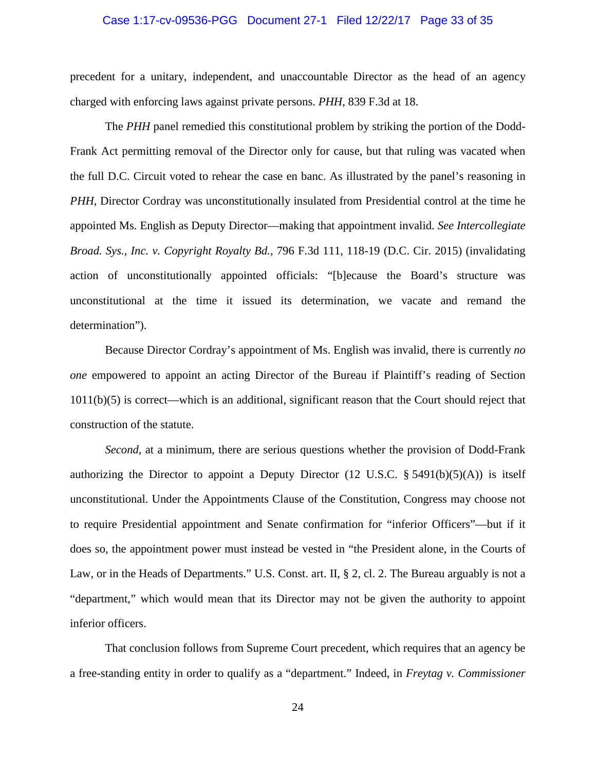precedent for a unitary, independent, and unaccountable Director as the head of an agency charged with enforcing laws against private persons. *PHH*, 839 F.3d at 18.

The *PHH* panel remedied this constitutional problem by striking the portion of the Dodd-Frank Act permitting removal of the Director only for cause, but that ruling was vacated when the full D.C. Circuit voted to rehear the case en banc. As illustrated by the panel's reasoning in *PHH*, Director Cordray was unconstitutionally insulated from Presidential control at the time he appointed Ms. English as Deputy Director—making that appointment invalid. *See Intercollegiate Broad. Sys., Inc. v. Copyright Royalty Bd.*, 796 F.3d 111, 118-19 (D.C. Cir. 2015) (invalidating action of unconstitutionally appointed officials: "[b]ecause the Board's structure was unconstitutional at the time it issued its determination, we vacate and remand the determination").

Because Director Cordray's appointment of Ms. English was invalid, there is currently *no one* empowered to appoint an acting Director of the Bureau if Plaintiff's reading of Section 1011(b)(5) is correct—which is an additional, significant reason that the Court should reject that construction of the statute.

*Second*, at a minimum, there are serious questions whether the provision of Dodd-Frank authorizing the Director to appoint a Deputy Director (12 U.S.C. § 5491(b)(5)(A)) is itself unconstitutional. Under the Appointments Clause of the Constitution, Congress may choose not to require Presidential appointment and Senate confirmation for "inferior Officers"—but if it does so, the appointment power must instead be vested in "the President alone, in the Courts of Law, or in the Heads of Departments." U.S. Const. art. II, § 2, cl. 2. The Bureau arguably is not a "department," which would mean that its Director may not be given the authority to appoint inferior officers.

That conclusion follows from Supreme Court precedent, which requires that an agency be a free-standing entity in order to qualify as a "department." Indeed, in *Freytag v. Commissioner*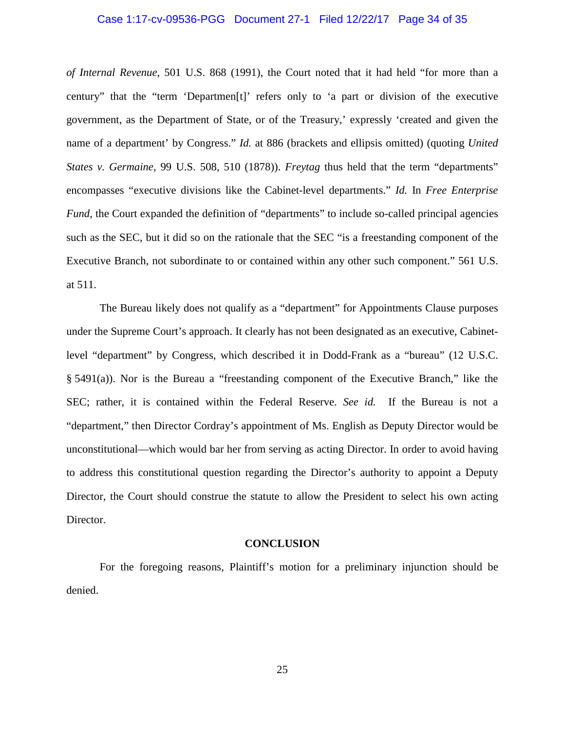*of Internal Revenue*, 501 U.S. 868 (1991), the Court noted that it had held "for more than a century" that the "term 'Departmen[t]' refers only to 'a part or division of the executive government, as the Department of State, or of the Treasury,' expressly 'created and given the name of a department' by Congress." *Id.* at 886 (brackets and ellipsis omitted) (quoting *United States v. Germaine*, 99 U.S. 508, 510 (1878)). *Freytag* thus held that the term "departments" encompasses "executive divisions like the Cabinet-level departments." *Id.* In *Free Enterprise Fund*, the Court expanded the definition of "departments" to include so-called principal agencies such as the SEC, but it did so on the rationale that the SEC "is a freestanding component of the Executive Branch, not subordinate to or contained within any other such component." 561 U.S. at 511.

The Bureau likely does not qualify as a "department" for Appointments Clause purposes under the Supreme Court's approach. It clearly has not been designated as an executive, Cabinet-level "department" by Congress, which described it in Dodd-Frank as a "bureau" (12 U.S.C. § 5491(a)). Nor is the Bureau a "freestanding component of the Executive Branch," like the SEC; rather, it is contained within the Federal Reserve. *See id.* If the Bureau is not a "department," then Director Cordray's appointment of Ms. English as Deputy Director would be unconstitutional—which would bar her from serving as acting Director. In order to avoid having to address this constitutional question regarding the Director's authority to appoint a Deputy Director, the Court should construe the statute to allow the President to select his own acting Director.

## CONCLUSION

For the foregoing reasons, Plaintiff's motion for a preliminary injunction should be denied.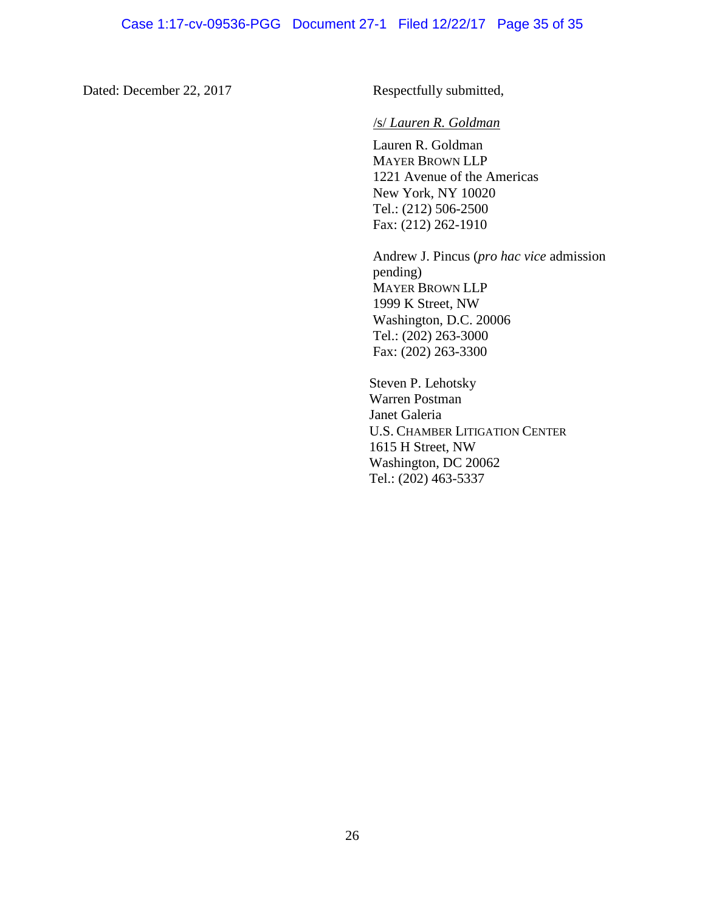Dated: December 22, 2017

Respectfully submitted,

/s/ *Lauren R. Goldman*

Lauren R. Goldman
MAYER BROWN LLP
1221 Avenue of the Americas
New York, NY 10020
Tel.: (212) 506-2500
Fax: (212) 262-1910

Andrew J. Pincus (*pro hac vice* admission pending)
MAYER BROWN LLP
1999 K Street, NW
Washington, D.C. 20006
Tel.: (202) 263-3000
Fax: (202) 263-3300

Steven P. Lehotsky
Warren Postman
Janet Galeria
U.S. CHAMBER LITIGATION CENTER
1615 H Street, NW
Washington, DC 20062
Tel.: (202) 463-5337